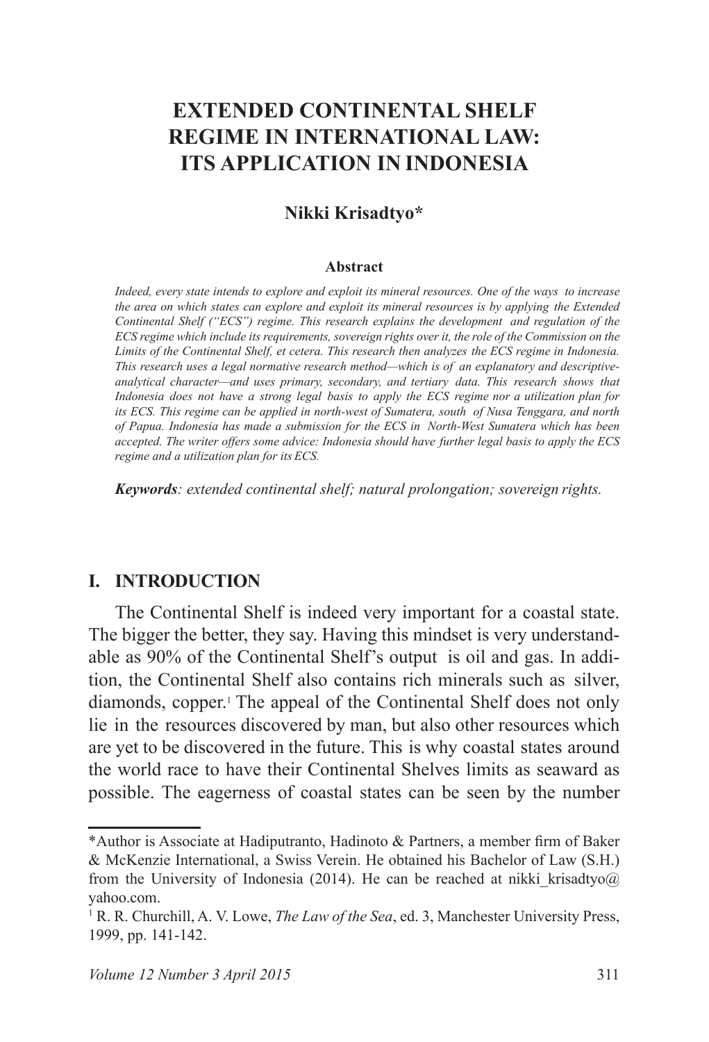# EXTENDED CONTINENTAL SHELF REGIME IN INTERNATIONAL LAW: ITS APPLICATION IN INDONESIA

**Nikki Krisadtyo***

**Abstract**

*Indeed, every state intends to explore and exploit its mineral resources. One of the ways to increase the area on which states can explore and exploit its mineral resources is by applying the Extended Continental Shelf ("ECS") regime. This research explains the development and regulation of the ECS regime which include its requirements, sovereign rights over it, the role of the Commission on the Limits of the Continental Shelf, et cetera. This research then analyzes the ECS regime in Indonesia. This research uses a legal normative research method—which is of an explanatory and descriptive-analytical character—and uses primary, secondary, and tertiary data. This research shows that Indonesia does not have a strong legal basis to apply the ECS regime nor a utilization plan for its ECS. This regime can be applied in north-west of Sumatera, south of Nusa Tenggara, and north of Papua. Indonesia has made a submission for the ECS in North-West Sumatera which has been accepted. The writer offers some advice: Indonesia should have further legal basis to apply the ECS regime and a utilization plan for its ECS.*

***Keywords****: extended continental shelf; natural prolongation; sovereign rights.*

## I. INTRODUCTION

The Continental Shelf is indeed very important for a coastal state. The bigger the better, they say. Having this mindset is very understandable as 90% of the Continental Shelf's output is oil and gas. In addition, the Continental Shelf also contains rich minerals such as silver, diamonds, copper.[1] The appeal of the Continental Shelf does not only lie in the resources discovered by man, but also other resources which are yet to be discovered in the future. This is why coastal states around the world race to have their Continental Shelves limits as seaward as possible. The eagerness of coastal states can be seen by the number

---

*Author is Associate at Hadiputranto, Hadinoto & Partners, a member firm of Baker & McKenzie International, a Swiss Verein. He obtained his Bachelor of Law (S.H.) from the University of Indonesia (2014). He can be reached at nikki_krisadtyo@yahoo.com.

[1] R. R. Churchill, A. V. Lowe, *The Law of the Sea*, ed. 3, Manchester University Press, 1999, pp. 141-142.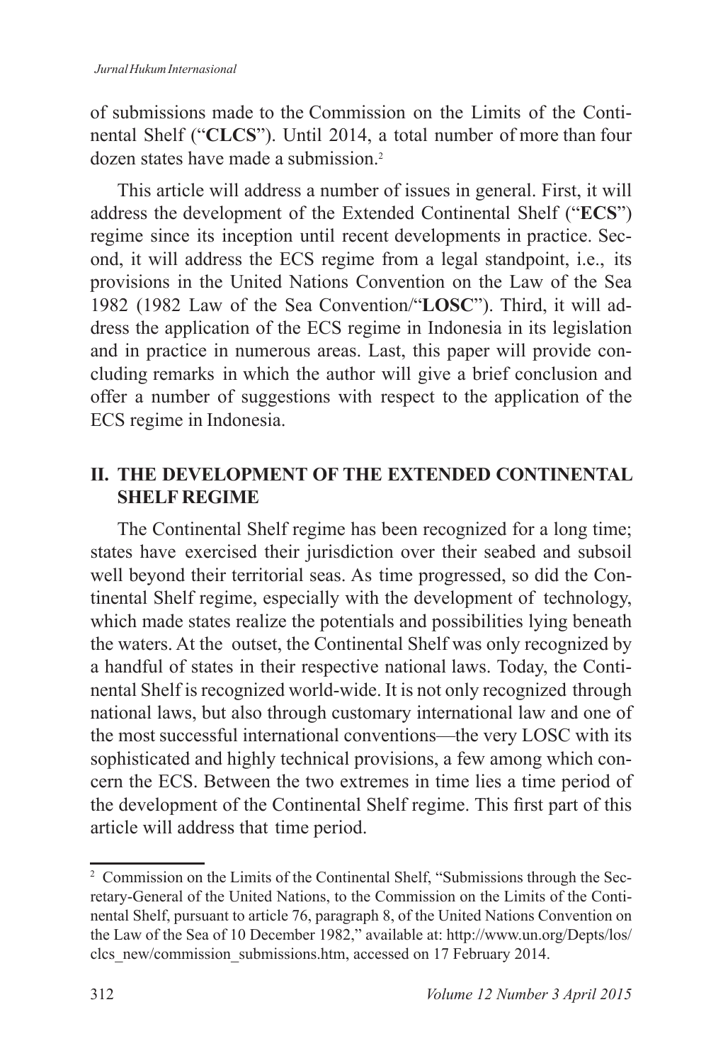of submissions made to the Commission on the Limits of the Continental Shelf ("**CLCS**"). Until 2014, a total number of more than four dozen states have made a submission.[2]

This article will address a number of issues in general. First, it will address the development of the Extended Continental Shelf ("**ECS**") regime since its inception until recent developments in practice. Second, it will address the ECS regime from a legal standpoint, i.e., its provisions in the United Nations Convention on the Law of the Sea 1982 (1982 Law of the Sea Convention/"**LOSC**"). Third, it will address the application of the ECS regime in Indonesia in its legislation and in practice in numerous areas. Last, this paper will provide concluding remarks in which the author will give a brief conclusion and offer a number of suggestions with respect to the application of the ECS regime in Indonesia.

## II. THE DEVELOPMENT OF THE EXTENDED CONTINENTAL SHELF REGIME

The Continental Shelf regime has been recognized for a long time; states have exercised their jurisdiction over their seabed and subsoil well beyond their territorial seas. As time progressed, so did the Continental Shelf regime, especially with the development of technology, which made states realize the potentials and possibilities lying beneath the waters. At the outset, the Continental Shelf was only recognized by a handful of states in their respective national laws. Today, the Continental Shelf is recognized world-wide. It is not only recognized through national laws, but also through customary international law and one of the most successful international conventions—the very LOSC with its sophisticated and highly technical provisions, a few among which concern the ECS. Between the two extremes in time lies a time period of the development of the Continental Shelf regime. This first part of this article will address that time period.

---

[2] Commission on the Limits of the Continental Shelf, "Submissions through the Secretary-General of the United Nations, to the Commission on the Limits of the Continental Shelf, pursuant to article 76, paragraph 8, of the United Nations Convention on the Law of the Sea of 10 December 1982," available at: http://www.un.org/Depts/los/clcs_new/commission_submissions.htm, accessed on 17 February 2014.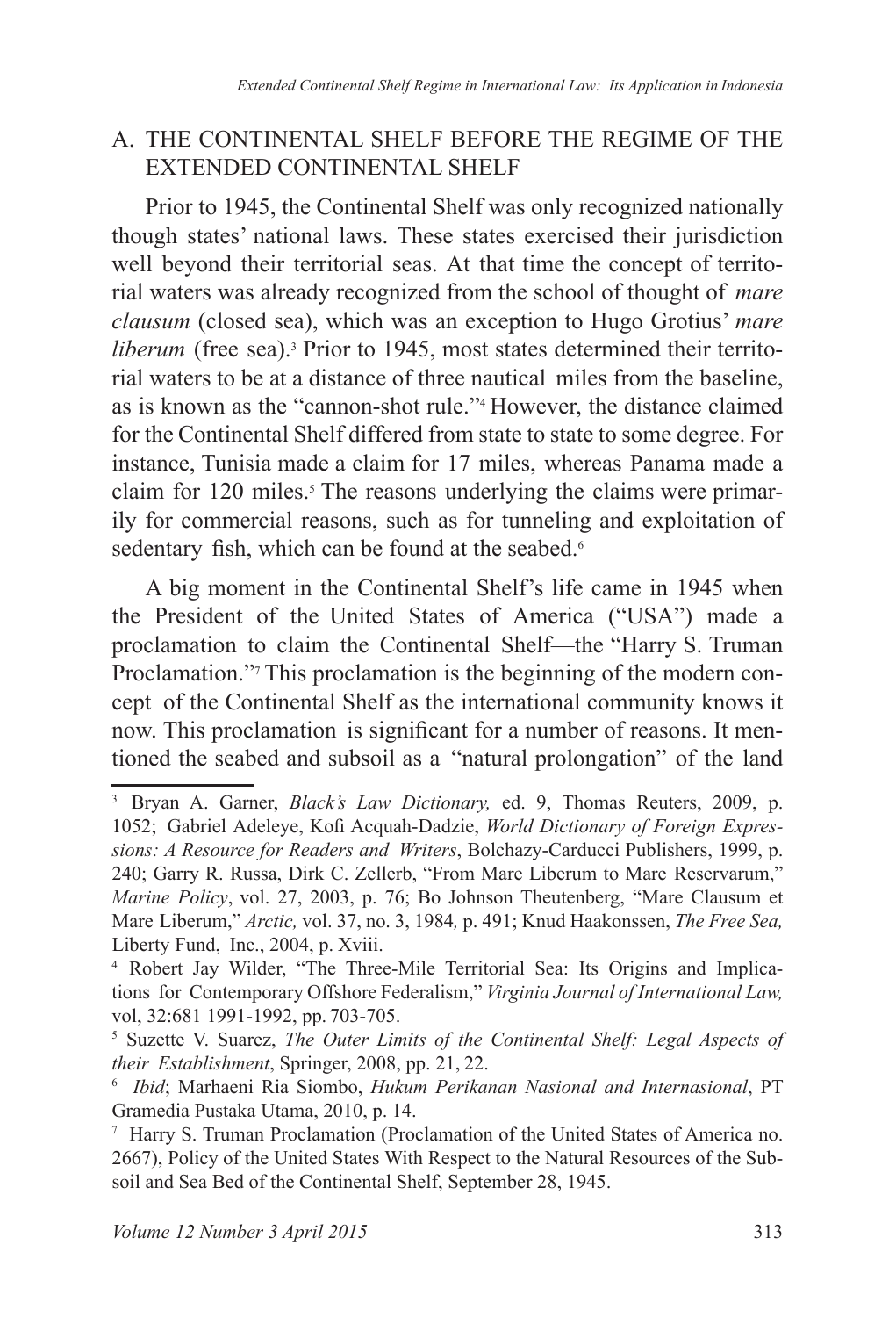## A. THE CONTINENTAL SHELF BEFORE THE REGIME OF THE EXTENDED CONTINENTAL SHELF

Prior to 1945, the Continental Shelf was only recognized nationally though states' national laws. These states exercised their jurisdiction well beyond their territorial seas. At that time the concept of territorial waters was already recognized from the school of thought of *mare clausum* (closed sea), which was an exception to Hugo Grotius' *mare liberum* (free sea).[3] Prior to 1945, most states determined their territorial waters to be at a distance of three nautical miles from the baseline, as is known as the "cannon-shot rule."[4] However, the distance claimed for the Continental Shelf differed from state to state to some degree. For instance, Tunisia made a claim for 17 miles, whereas Panama made a claim for 120 miles.[5] The reasons underlying the claims were primarily for commercial reasons, such as for tunneling and exploitation of sedentary fish, which can be found at the seabed.[6]

A big moment in the Continental Shelf's life came in 1945 when the President of the United States of America ("USA") made a proclamation to claim the Continental Shelf—the "Harry S. Truman Proclamation."[7] This proclamation is the beginning of the modern concept of the Continental Shelf as the international community knows it now. This proclamation is significant for a number of reasons. It mentioned the seabed and subsoil as a "natural prolongation" of the land

---

[3] Bryan A. Garner, *Black's Law Dictionary,* ed. 9, Thomas Reuters, 2009, p. 1052; Gabriel Adeleye, Kofi Acquah-Dadzie, *World Dictionary of Foreign Expressions: A Resource for Readers and Writers*, Bolchazy-Carducci Publishers, 1999, p. 240; Garry R. Russa, Dirk C. Zellerb, "From Mare Liberum to Mare Reservarum," *Marine Policy*, vol. 27, 2003, p. 76; Bo Johnson Theutenberg, "Mare Clausum et Mare Liberum," *Arctic,* vol. 37, no. 3, 1984*,* p. 491; Knud Haakonssen, *The Free Sea,* Liberty Fund, Inc., 2004, p. Xviii.

[4] Robert Jay Wilder, "The Three-Mile Territorial Sea: Its Origins and Implications for Contemporary Offshore Federalism," *Virginia Journal of International Law,* vol, 32:681 1991-1992, pp. 703-705.

[5] Suzette V. Suarez, *The Outer Limits of the Continental Shelf: Legal Aspects of their Establishment*, Springer, 2008, pp. 21, 22.

[6] *Ibid*; Marhaeni Ria Siombo, *Hukum Perikanan Nasional and Internasional*, PT Gramedia Pustaka Utama, 2010, p. 14.

[7] Harry S. Truman Proclamation (Proclamation of the United States of America no. 2667), Policy of the United States With Respect to the Natural Resources of the Subsoil and Sea Bed of the Continental Shelf, September 28, 1945.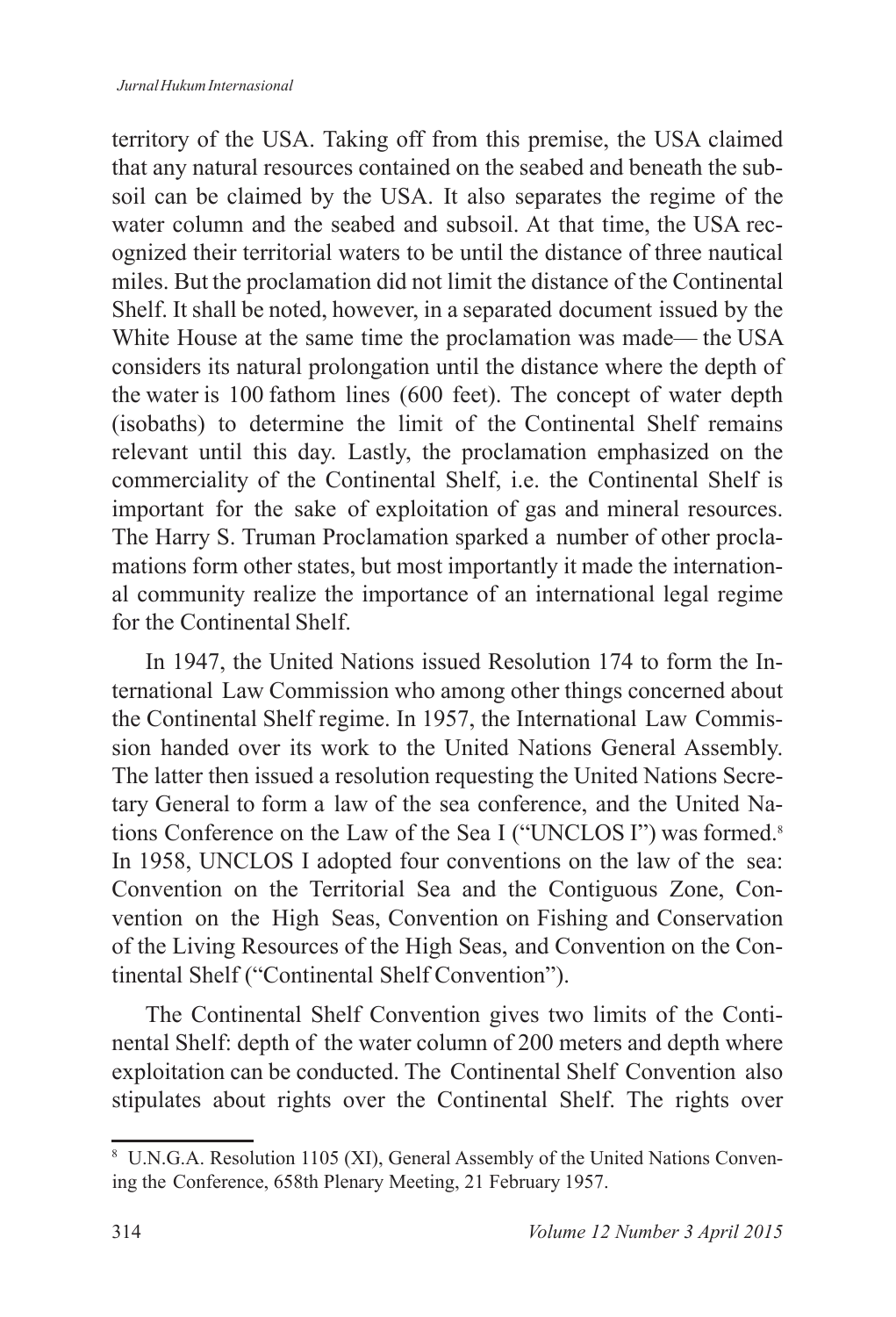territory of the USA. Taking off from this premise, the USA claimed that any natural resources contained on the seabed and beneath the subsoil can be claimed by the USA. It also separates the regime of the water column and the seabed and subsoil. At that time, the USA recognized their territorial waters to be until the distance of three nautical miles. But the proclamation did not limit the distance of the Continental Shelf. It shall be noted, however, in a separated document issued by the White House at the same time the proclamation was made— the USA considers its natural prolongation until the distance where the depth of the water is 100 fathom lines (600 feet). The concept of water depth (isobaths) to determine the limit of the Continental Shelf remains relevant until this day. Lastly, the proclamation emphasized on the commerciality of the Continental Shelf, i.e. the Continental Shelf is important for the sake of exploitation of gas and mineral resources. The Harry S. Truman Proclamation sparked a number of other proclamations form other states, but most importantly it made the international community realize the importance of an international legal regime for the Continental Shelf.

In 1947, the United Nations issued Resolution 174 to form the International Law Commission who among other things concerned about the Continental Shelf regime. In 1957, the International Law Commission handed over its work to the United Nations General Assembly. The latter then issued a resolution requesting the United Nations Secretary General to form a law of the sea conference, and the United Nations Conference on the Law of the Sea I ("UNCLOS I") was formed.[8] In 1958, UNCLOS I adopted four conventions on the law of the sea: Convention on the Territorial Sea and the Contiguous Zone, Convention on the High Seas, Convention on Fishing and Conservation of the Living Resources of the High Seas, and Convention on the Continental Shelf ("Continental Shelf Convention").

The Continental Shelf Convention gives two limits of the Continental Shelf: depth of the water column of 200 meters and depth where exploitation can be conducted. The Continental Shelf Convention also stipulates about rights over the Continental Shelf. The rights over

---

[8] U.N.G.A. Resolution 1105 (XI), General Assembly of the United Nations Convening the Conference, 658th Plenary Meeting, 21 February 1957.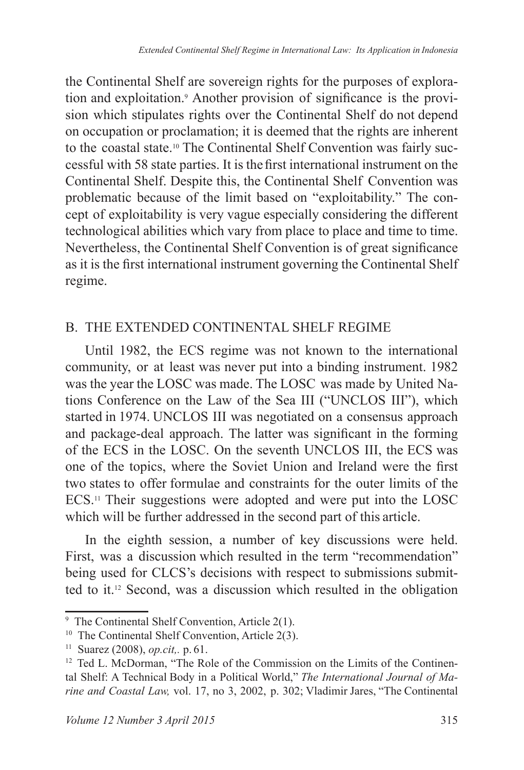the Continental Shelf are sovereign rights for the purposes of exploration and exploitation.[9] Another provision of significance is the provision which stipulates rights over the Continental Shelf do not depend on occupation or proclamation; it is deemed that the rights are inherent to the coastal state.[10] The Continental Shelf Convention was fairly successful with 58 state parties. It is the first international instrument on the Continental Shelf. Despite this, the Continental Shelf Convention was problematic because of the limit based on "exploitability." The concept of exploitability is very vague especially considering the different technological abilities which vary from place to place and time to time. Nevertheless, the Continental Shelf Convention is of great significance as it is the first international instrument governing the Continental Shelf regime.

## B. THE EXTENDED CONTINENTAL SHELF REGIME

Until 1982, the ECS regime was not known to the international community, or at least was never put into a binding instrument. 1982 was the year the LOSC was made. The LOSC was made by United Nations Conference on the Law of the Sea III ("UNCLOS III"), which started in 1974. UNCLOS III was negotiated on a consensus approach and package-deal approach. The latter was significant in the forming of the ECS in the LOSC. On the seventh UNCLOS III, the ECS was one of the topics, where the Soviet Union and Ireland were the first two states to offer formulae and constraints for the outer limits of the ECS.[11] Their suggestions were adopted and were put into the LOSC which will be further addressed in the second part of this article.

In the eighth session, a number of key discussions were held. First, was a discussion which resulted in the term "recommendation" being used for CLCS's decisions with respect to submissions submitted to it.[12] Second, was a discussion which resulted in the obligation

---

[9] The Continental Shelf Convention, Article 2(1).

[10] The Continental Shelf Convention, Article 2(3).

[11] Suarez (2008), *op.cit,.* p. 61.

[12] Ted L. McDorman, "The Role of the Commission on the Limits of the Continental Shelf: A Technical Body in a Political World," *The International Journal of Marine and Coastal Law,* vol. 17, no 3, 2002, p. 302; Vladimir Jares, "The Continental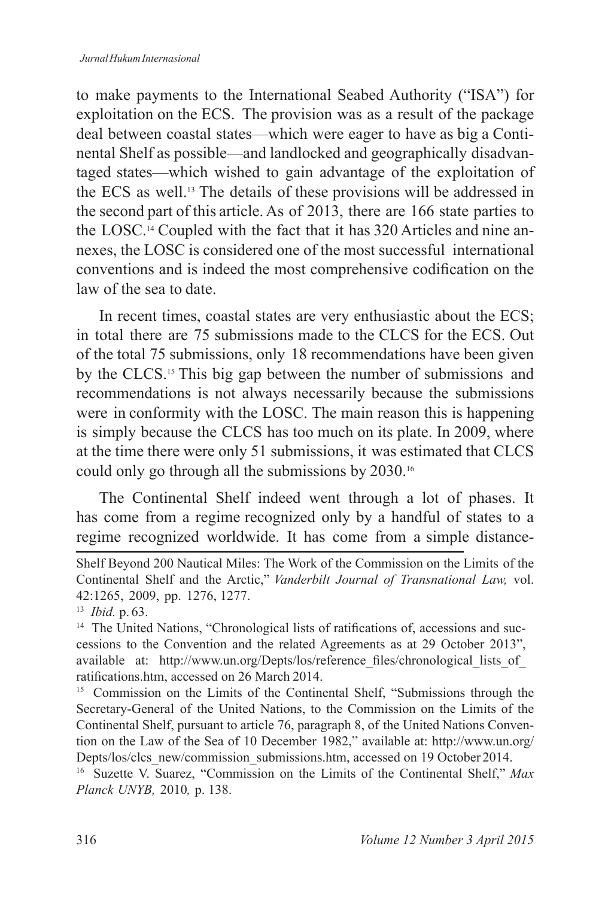to make payments to the International Seabed Authority ("ISA") for exploitation on the ECS. The provision was as a result of the package deal between coastal states—which were eager to have as big a Continental Shelf as possible—and landlocked and geographically disadvantaged states—which wished to gain advantage of the exploitation of the ECS as well.[13] The details of these provisions will be addressed in the second part of this article. As of 2013, there are 166 state parties to the LOSC.[14] Coupled with the fact that it has 320 Articles and nine annexes, the LOSC is considered one of the most successful international conventions and is indeed the most comprehensive codification on the law of the sea to date.

In recent times, coastal states are very enthusiastic about the ECS; in total there are 75 submissions made to the CLCS for the ECS. Out of the total 75 submissions, only 18 recommendations have been given by the CLCS.[15] This big gap between the number of submissions and recommendations is not always necessarily because the submissions were in conformity with the LOSC. The main reason this is happening is simply because the CLCS has too much on its plate. In 2009, where at the time there were only 51 submissions, it was estimated that CLCS could only go through all the submissions by 2030.[16]

The Continental Shelf indeed went through a lot of phases. It has come from a regime recognized only by a handful of states to a regime recognized worldwide. It has come from a simple distance-

---

Shelf Beyond 200 Nautical Miles: The Work of the Commission on the Limits of the Continental Shelf and the Arctic," *Vanderbilt Journal of Transnational Law,* vol. 42:1265, 2009, pp. 1276, 1277.

[13] *Ibid.* p. 63.

[14] The United Nations, "Chronological lists of ratifications of, accessions and successions to the Convention and the related Agreements as at 29 October 2013", available at: http://www.un.org/Depts/los/reference_files/chronological_lists_of_ratifications.htm, accessed on 26 March 2014.

[15] Commission on the Limits of the Continental Shelf, "Submissions through the Secretary-General of the United Nations, to the Commission on the Limits of the Continental Shelf, pursuant to article 76, paragraph 8, of the United Nations Convention on the Law of the Sea of 10 December 1982," available at: http://www.un.org/Depts/los/clcs_new/commission_submissions.htm, accessed on 19 October 2014.

[16] Suzette V. Suarez, "Commission on the Limits of the Continental Shelf," *Max Planck UNYB,* 2010*,* p. 138.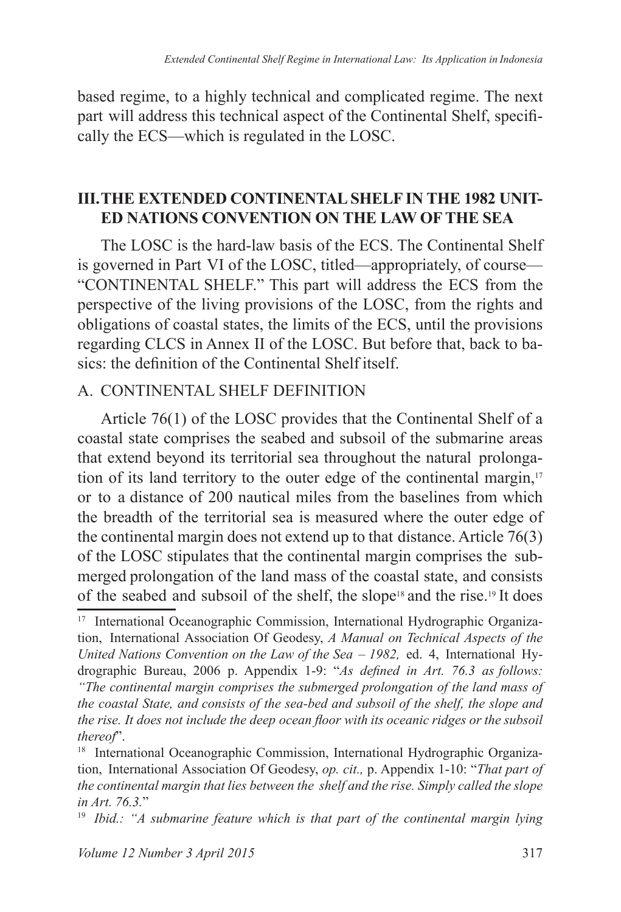based regime, to a highly technical and complicated regime. The next part will address this technical aspect of the Continental Shelf, specifically the ECS—which is regulated in the LOSC.

## III. THE EXTENDED CONTINENTAL SHELF IN THE 1982 UNITED NATIONS CONVENTION ON THE LAW OF THE SEA

The LOSC is the hard-law basis of the ECS. The Continental Shelf is governed in Part VI of the LOSC, titled—appropriately, of course—"CONTINENTAL SHELF." This part will address the ECS from the perspective of the living provisions of the LOSC, from the rights and obligations of coastal states, the limits of the ECS, until the provisions regarding CLCS in Annex II of the LOSC. But before that, back to basics: the definition of the Continental Shelf itself.

### A. CONTINENTAL SHELF DEFINITION

Article 76(1) of the LOSC provides that the Continental Shelf of a coastal state comprises the seabed and subsoil of the submarine areas that extend beyond its territorial sea throughout the natural prolongation of its land territory to the outer edge of the continental margin,[17] or to a distance of 200 nautical miles from the baselines from which the breadth of the territorial sea is measured where the outer edge of the continental margin does not extend up to that distance. Article 76(3) of the LOSC stipulates that the continental margin comprises the submerged prolongation of the land mass of the coastal state, and consists of the seabed and subsoil of the shelf, the slope[18] and the rise.[19] It does

---

[17] International Oceanographic Commission, International Hydrographic Organization, International Association Of Geodesy, *A Manual on Technical Aspects of the United Nations Convention on the Law of the Sea – 1982,* ed. 4, International Hydrographic Bureau, 2006 p. Appendix 1-9: "*As defined in Art. 76.3 as follows: "The continental margin comprises the submerged prolongation of the land mass of the coastal State, and consists of the sea-bed and subsoil of the shelf, the slope and the rise. It does not include the deep ocean floor with its oceanic ridges or the subsoil thereof*".

[18] International Oceanographic Commission, International Hydrographic Organization, International Association Of Geodesy, *op. cit.,* p. Appendix 1-10: "*That part of the continental margin that lies between the shelf and the rise. Simply called the slope in Art. 76.3.*"

[19] *Ibid.: "A submarine feature which is that part of the continental margin lying*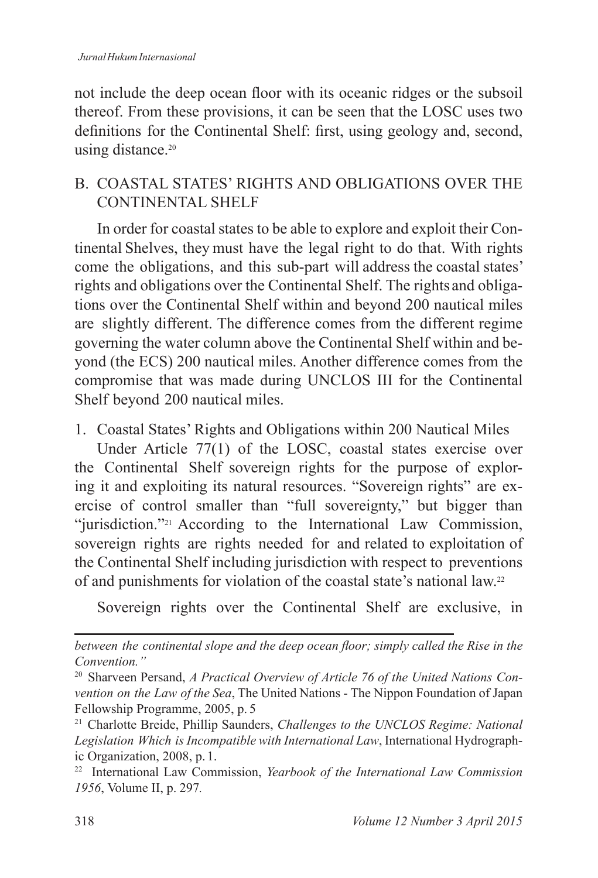not include the deep ocean floor with its oceanic ridges or the subsoil thereof. From these provisions, it can be seen that the LOSC uses two definitions for the Continental Shelf: first, using geology and, second, using distance.[20]

## B. COASTAL STATES' RIGHTS AND OBLIGATIONS OVER THE CONTINENTAL SHELF

In order for coastal states to be able to explore and exploit their Continental Shelves, they must have the legal right to do that. With rights come the obligations, and this sub-part will address the coastal states' rights and obligations over the Continental Shelf. The rights and obligations over the Continental Shelf within and beyond 200 nautical miles are slightly different. The difference comes from the different regime governing the water column above the Continental Shelf within and beyond (the ECS) 200 nautical miles. Another difference comes from the compromise that was made during UNCLOS III for the Continental Shelf beyond 200 nautical miles.

### 1. Coastal States' Rights and Obligations within 200 Nautical Miles

Under Article 77(1) of the LOSC, coastal states exercise over the Continental Shelf sovereign rights for the purpose of exploring it and exploiting its natural resources. "Sovereign rights" are exercise of control smaller than "full sovereignty," but bigger than "jurisdiction."[21] According to the International Law Commission, sovereign rights are rights needed for and related to exploitation of the Continental Shelf including jurisdiction with respect to preventions of and punishments for violation of the coastal state's national law.[22]

Sovereign rights over the Continental Shelf are exclusive, in

---

*between the continental slope and the deep ocean floor; simply called the Rise in the Convention."*

[20] Sharveen Persand, *A Practical Overview of Article 76 of the United Nations Convention on the Law of the Sea*, The United Nations - The Nippon Foundation of Japan Fellowship Programme, 2005, p. 5

[21] Charlotte Breide, Phillip Saunders, *Challenges to the UNCLOS Regime: National Legislation Which is Incompatible with International Law*, International Hydrographic Organization, 2008, p. 1.

[22] International Law Commission, *Yearbook of the International Law Commission 1956*, Volume II, p. 297.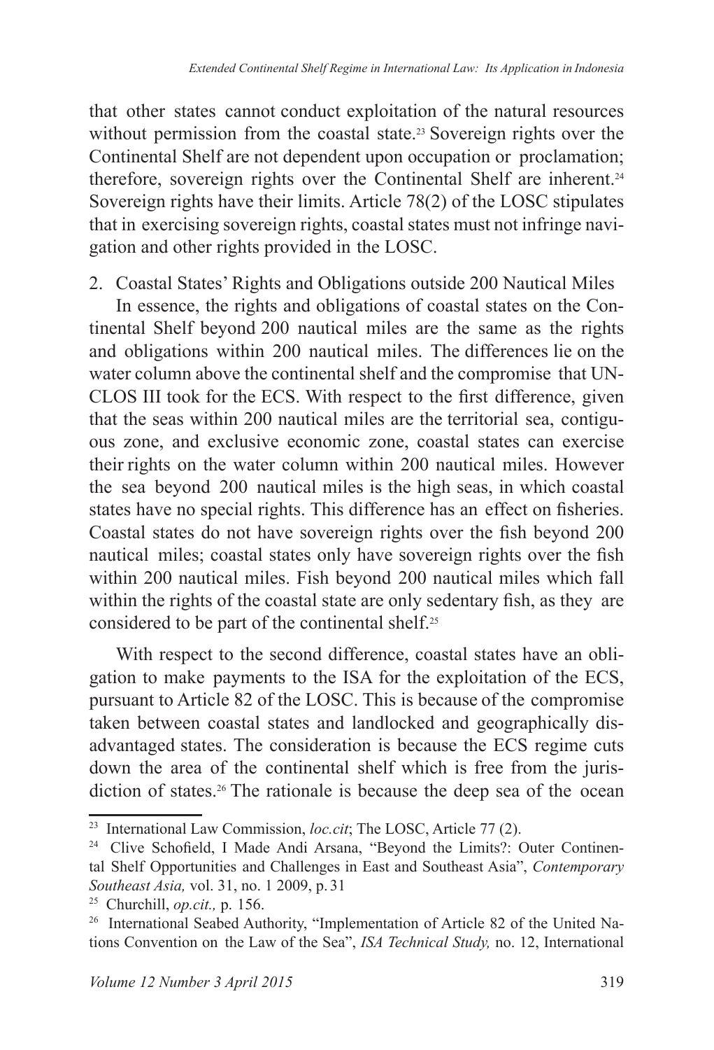that other states cannot conduct exploitation of the natural resources without permission from the coastal state.[23] Sovereign rights over the Continental Shelf are not dependent upon occupation or proclamation; therefore, sovereign rights over the Continental Shelf are inherent.[24] Sovereign rights have their limits. Article 78(2) of the LOSC stipulates that in exercising sovereign rights, coastal states must not infringe navigation and other rights provided in the LOSC.

2. Coastal States' Rights and Obligations outside 200 Nautical Miles

In essence, the rights and obligations of coastal states on the Continental Shelf beyond 200 nautical miles are the same as the rights and obligations within 200 nautical miles. The differences lie on the water column above the continental shelf and the compromise that UNCLOS III took for the ECS. With respect to the first difference, given that the seas within 200 nautical miles are the territorial sea, contiguous zone, and exclusive economic zone, coastal states can exercise their rights on the water column within 200 nautical miles. However the sea beyond 200 nautical miles is the high seas, in which coastal states have no special rights. This difference has an effect on fisheries. Coastal states do not have sovereign rights over the fish beyond 200 nautical miles; coastal states only have sovereign rights over the fish within 200 nautical miles. Fish beyond 200 nautical miles which fall within the rights of the coastal state are only sedentary fish, as they are considered to be part of the continental shelf.[25]

With respect to the second difference, coastal states have an obligation to make payments to the ISA for the exploitation of the ECS, pursuant to Article 82 of the LOSC. This is because of the compromise taken between coastal states and landlocked and geographically disadvantaged states. The consideration is because the ECS regime cuts down the area of the continental shelf which is free from the jurisdiction of states.[26] The rationale is because the deep sea of the ocean

---

[23] International Law Commission, *loc.cit*; The LOSC, Article 77 (2).

[24] Clive Schofield, I Made Andi Arsana, "Beyond the Limits?: Outer Continental Shelf Opportunities and Challenges in East and Southeast Asia", *Contemporary Southeast Asia,* vol. 31, no. 1 2009, p. 31

[25] Churchill, *op.cit.,* p. 156.

[26] International Seabed Authority, "Implementation of Article 82 of the United Nations Convention on the Law of the Sea", *ISA Technical Study,* no. 12, International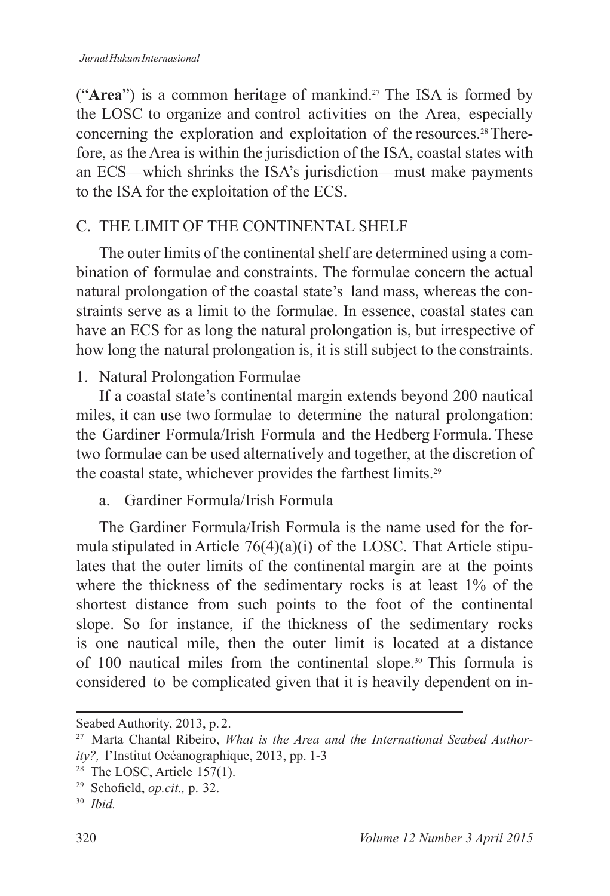("**Area**") is a common heritage of mankind.[27] The ISA is formed by the LOSC to organize and control activities on the Area, especially concerning the exploration and exploitation of the resources.[28] Therefore, as the Area is within the jurisdiction of the ISA, coastal states with an ECS—which shrinks the ISA's jurisdiction—must make payments to the ISA for the exploitation of the ECS.

## C. THE LIMIT OF THE CONTINENTAL SHELF

The outer limits of the continental shelf are determined using a combination of formulae and constraints. The formulae concern the actual natural prolongation of the coastal state's land mass, whereas the constraints serve as a limit to the formulae. In essence, coastal states can have an ECS for as long the natural prolongation is, but irrespective of how long the natural prolongation is, it is still subject to the constraints.

### 1. Natural Prolongation Formulae

If a coastal state's continental margin extends beyond 200 nautical miles, it can use two formulae to determine the natural prolongation: the Gardiner Formula/Irish Formula and the Hedberg Formula. These two formulae can be used alternatively and together, at the discretion of the coastal state, whichever provides the farthest limits.[29]

#### a. Gardiner Formula/Irish Formula

The Gardiner Formula/Irish Formula is the name used for the formula stipulated in Article 76(4)(a)(i) of the LOSC. That Article stipulates that the outer limits of the continental margin are at the points where the thickness of the sedimentary rocks is at least 1% of the shortest distance from such points to the foot of the continental slope. So for instance, if the thickness of the sedimentary rocks is one nautical mile, then the outer limit is located at a distance of 100 nautical miles from the continental slope.[30] This formula is considered to be complicated given that it is heavily dependent on in-

---

Seabed Authority, 2013, p. 2.

[27] Marta Chantal Ribeiro, *What is the Area and the International Seabed Authority?,* l'Institut Océanographique, 2013, pp. 1-3

[28] The LOSC, Article 157(1).

[29] Schofield, *op.cit.,* p. 32.

[30] *Ibid.*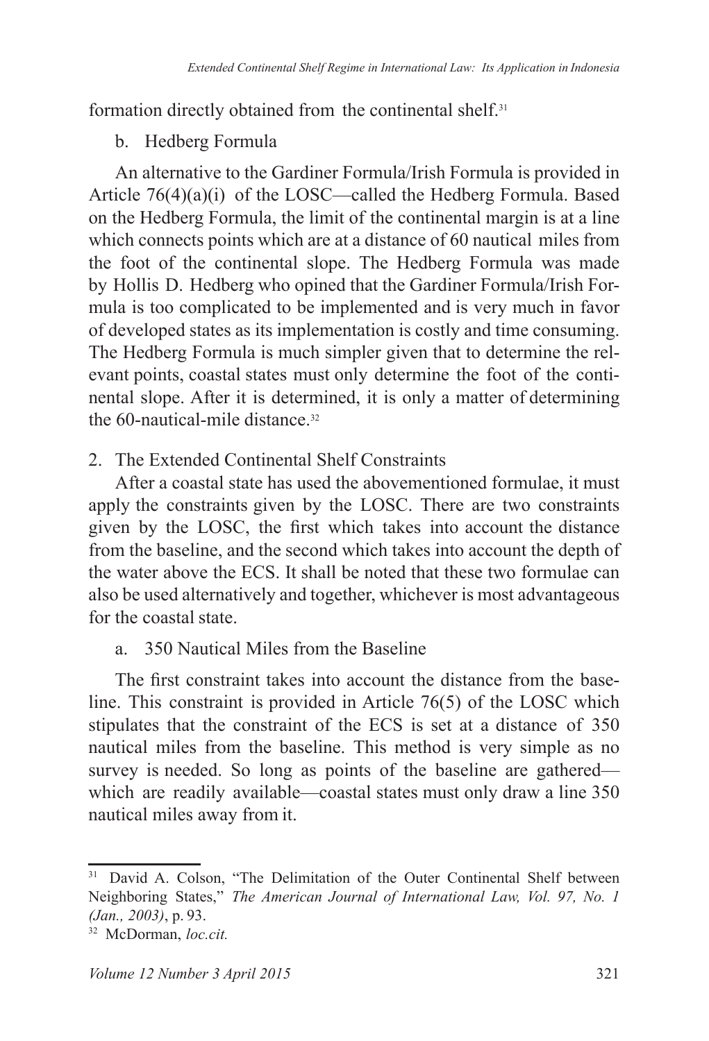formation directly obtained from the continental shelf.[31]

b. Hedberg Formula

An alternative to the Gardiner Formula/Irish Formula is provided in Article 76(4)(a)(i) of the LOSC—called the Hedberg Formula. Based on the Hedberg Formula, the limit of the continental margin is at a line which connects points which are at a distance of 60 nautical miles from the foot of the continental slope. The Hedberg Formula was made by Hollis D. Hedberg who opined that the Gardiner Formula/Irish Formula is too complicated to be implemented and is very much in favor of developed states as its implementation is costly and time consuming. The Hedberg Formula is much simpler given that to determine the relevant points, coastal states must only determine the foot of the continental slope. After it is determined, it is only a matter of determining the 60-nautical-mile distance.[32]

2. The Extended Continental Shelf Constraints

After a coastal state has used the abovementioned formulae, it must apply the constraints given by the LOSC. There are two constraints given by the LOSC, the first which takes into account the distance from the baseline, and the second which takes into account the depth of the water above the ECS. It shall be noted that these two formulae can also be used alternatively and together, whichever is most advantageous for the coastal state.

a. 350 Nautical Miles from the Baseline

The first constraint takes into account the distance from the baseline. This constraint is provided in Article 76(5) of the LOSC which stipulates that the constraint of the ECS is set at a distance of 350 nautical miles from the baseline. This method is very simple as no survey is needed. So long as points of the baseline are gathered—which are readily available—coastal states must only draw a line 350 nautical miles away from it.

---

[31] David A. Colson, "The Delimitation of the Outer Continental Shelf between Neighboring States," *The American Journal of International Law, Vol. 97, No. 1 (Jan., 2003)*, p. 93.

[32] McDorman, *loc.cit.*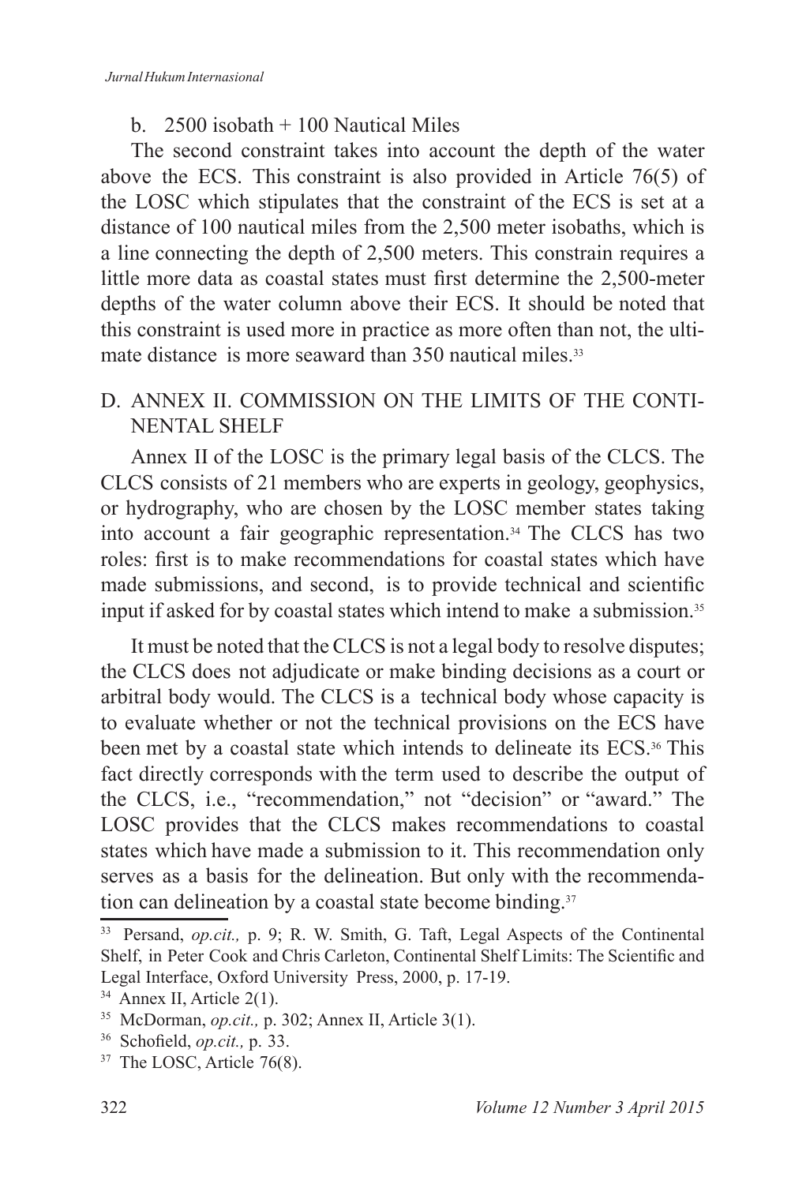b. 2500 isobath + 100 Nautical Miles

The second constraint takes into account the depth of the water above the ECS. This constraint is also provided in Article 76(5) of the LOSC which stipulates that the constraint of the ECS is set at a distance of 100 nautical miles from the 2,500 meter isobaths, which is a line connecting the depth of 2,500 meters. This constrain requires a little more data as coastal states must first determine the 2,500-meter depths of the water column above their ECS. It should be noted that this constraint is used more in practice as more often than not, the ultimate distance is more seaward than 350 nautical miles.[33]

## D. ANNEX II. COMMISSION ON THE LIMITS OF THE CONTINENTAL SHELF

Annex II of the LOSC is the primary legal basis of the CLCS. The CLCS consists of 21 members who are experts in geology, geophysics, or hydrography, who are chosen by the LOSC member states taking into account a fair geographic representation.[34] The CLCS has two roles: first is to make recommendations for coastal states which have made submissions, and second, is to provide technical and scientific input if asked for by coastal states which intend to make a submission.[35]

It must be noted that the CLCS is not a legal body to resolve disputes; the CLCS does not adjudicate or make binding decisions as a court or arbitral body would. The CLCS is a technical body whose capacity is to evaluate whether or not the technical provisions on the ECS have been met by a coastal state which intends to delineate its ECS.[36] This fact directly corresponds with the term used to describe the output of the CLCS, i.e., "recommendation," not "decision" or "award." The LOSC provides that the CLCS makes recommendations to coastal states which have made a submission to it. This recommendation only serves as a basis for the delineation. But only with the recommendation can delineation by a coastal state become binding.[37]

---

[33] Persand, *op.cit.,* p. 9; R. W. Smith, G. Taft, Legal Aspects of the Continental Shelf, in Peter Cook and Chris Carleton, Continental Shelf Limits: The Scientific and Legal Interface, Oxford University Press, 2000, p. 17-19.

[34] Annex II, Article 2(1).

[35] McDorman, *op.cit.,* p. 302; Annex II, Article 3(1).

[36] Schofield, *op.cit.,* p. 33.

[37] The LOSC, Article 76(8).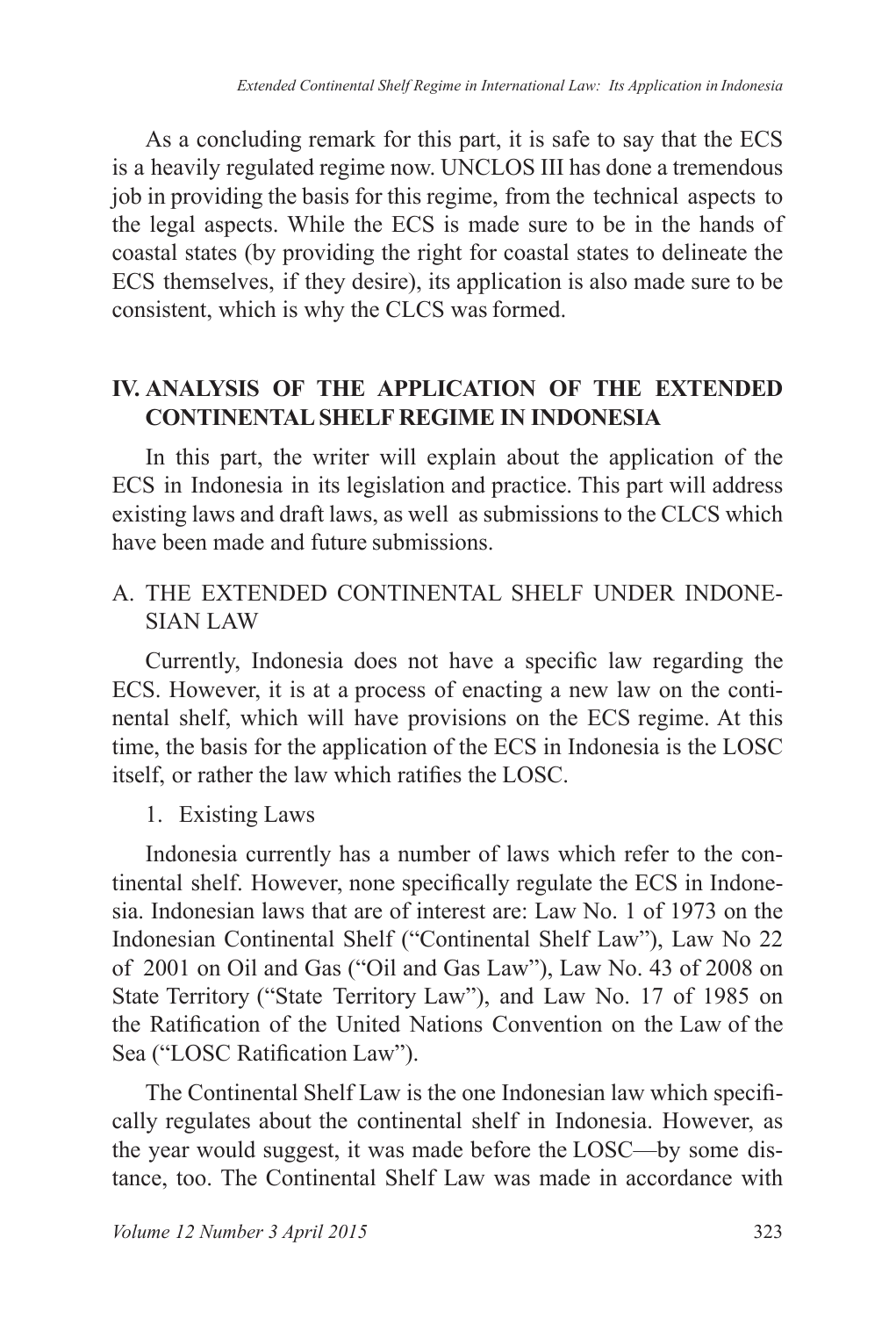As a concluding remark for this part, it is safe to say that the ECS is a heavily regulated regime now. UNCLOS III has done a tremendous job in providing the basis for this regime, from the technical aspects to the legal aspects. While the ECS is made sure to be in the hands of coastal states (by providing the right for coastal states to delineate the ECS themselves, if they desire), its application is also made sure to be consistent, which is why the CLCS was formed.

## IV. ANALYSIS OF THE APPLICATION OF THE EXTENDED CONTINENTAL SHELF REGIME IN INDONESIA

In this part, the writer will explain about the application of the ECS in Indonesia in its legislation and practice. This part will address existing laws and draft laws, as well as submissions to the CLCS which have been made and future submissions.

### A. THE EXTENDED CONTINENTAL SHELF UNDER INDONESIAN LAW

Currently, Indonesia does not have a specific law regarding the ECS. However, it is at a process of enacting a new law on the continental shelf, which will have provisions on the ECS regime. At this time, the basis for the application of the ECS in Indonesia is the LOSC itself, or rather the law which ratifies the LOSC.

#### 1. Existing Laws

Indonesia currently has a number of laws which refer to the continental shelf. However, none specifically regulate the ECS in Indonesia. Indonesian laws that are of interest are: Law No. 1 of 1973 on the Indonesian Continental Shelf ("Continental Shelf Law"), Law No 22 of 2001 on Oil and Gas ("Oil and Gas Law"), Law No. 43 of 2008 on State Territory ("State Territory Law"), and Law No. 17 of 1985 on the Ratification of the United Nations Convention on the Law of the Sea ("LOSC Ratification Law").

The Continental Shelf Law is the one Indonesian law which specifically regulates about the continental shelf in Indonesia. However, as the year would suggest, it was made before the LOSC—by some distance, too. The Continental Shelf Law was made in accordance with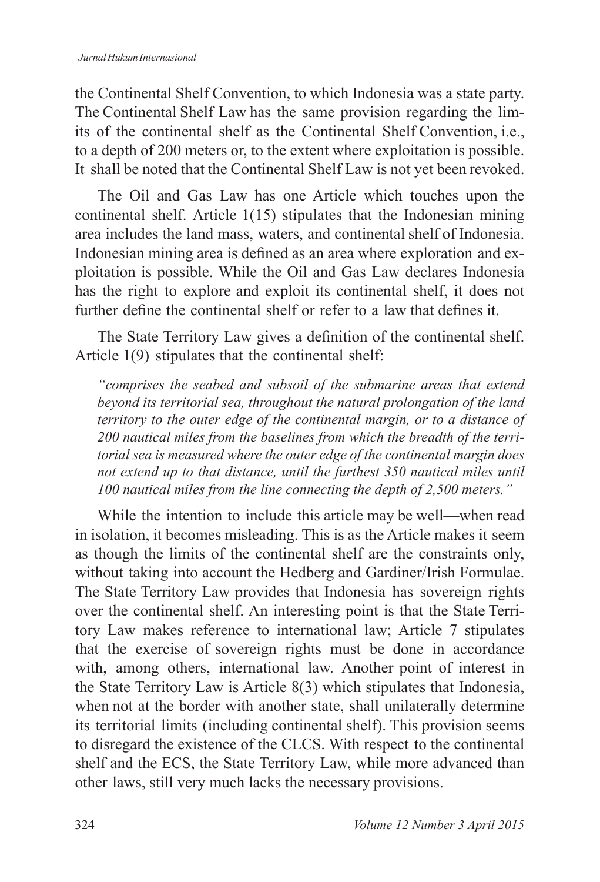the Continental Shelf Convention, to which Indonesia was a state party. The Continental Shelf Law has the same provision regarding the limits of the continental shelf as the Continental Shelf Convention, i.e., to a depth of 200 meters or, to the extent where exploitation is possible. It shall be noted that the Continental Shelf Law is not yet been revoked.

The Oil and Gas Law has one Article which touches upon the continental shelf. Article 1(15) stipulates that the Indonesian mining area includes the land mass, waters, and continental shelf of Indonesia. Indonesian mining area is defined as an area where exploration and exploitation is possible. While the Oil and Gas Law declares Indonesia has the right to explore and exploit its continental shelf, it does not further define the continental shelf or refer to a law that defines it.

The State Territory Law gives a definition of the continental shelf. Article 1(9) stipulates that the continental shelf:

> *"comprises the seabed and subsoil of the submarine areas that extend beyond its territorial sea, throughout the natural prolongation of the land territory to the outer edge of the continental margin, or to a distance of 200 nautical miles from the baselines from which the breadth of the territorial sea is measured where the outer edge of the continental margin does not extend up to that distance, until the furthest 350 nautical miles until 100 nautical miles from the line connecting the depth of 2,500 meters."*

While the intention to include this article may be well—when read in isolation, it becomes misleading. This is as the Article makes it seem as though the limits of the continental shelf are the constraints only, without taking into account the Hedberg and Gardiner/Irish Formulae. The State Territory Law provides that Indonesia has sovereign rights over the continental shelf. An interesting point is that the State Territory Law makes reference to international law; Article 7 stipulates that the exercise of sovereign rights must be done in accordance with, among others, international law. Another point of interest in the State Territory Law is Article 8(3) which stipulates that Indonesia, when not at the border with another state, shall unilaterally determine its territorial limits (including continental shelf). This provision seems to disregard the existence of the CLCS. With respect to the continental shelf and the ECS, the State Territory Law, while more advanced than other laws, still very much lacks the necessary provisions.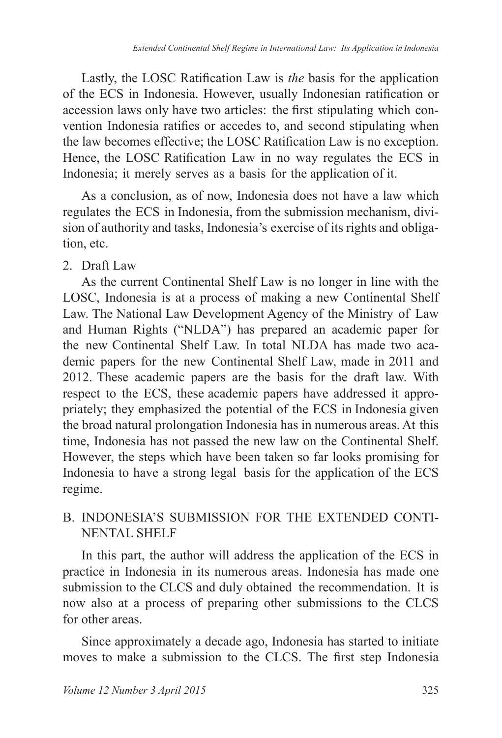Lastly, the LOSC Ratification Law is *the* basis for the application of the ECS in Indonesia. However, usually Indonesian ratification or accession laws only have two articles: the first stipulating which convention Indonesia ratifies or accedes to, and second stipulating when the law becomes effective; the LOSC Ratification Law is no exception. Hence, the LOSC Ratification Law in no way regulates the ECS in Indonesia; it merely serves as a basis for the application of it.

As a conclusion, as of now, Indonesia does not have a law which regulates the ECS in Indonesia, from the submission mechanism, division of authority and tasks, Indonesia's exercise of its rights and obligation, etc.

2. Draft Law

As the current Continental Shelf Law is no longer in line with the LOSC, Indonesia is at a process of making a new Continental Shelf Law. The National Law Development Agency of the Ministry of Law and Human Rights ("NLDA") has prepared an academic paper for the new Continental Shelf Law. In total NLDA has made two academic papers for the new Continental Shelf Law, made in 2011 and 2012. These academic papers are the basis for the draft law. With respect to the ECS, these academic papers have addressed it appropriately; they emphasized the potential of the ECS in Indonesia given the broad natural prolongation Indonesia has in numerous areas. At this time, Indonesia has not passed the new law on the Continental Shelf. However, the steps which have been taken so far looks promising for Indonesia to have a strong legal basis for the application of the ECS regime.

## B. INDONESIA'S SUBMISSION FOR THE EXTENDED CONTINENTAL SHELF

In this part, the author will address the application of the ECS in practice in Indonesia in its numerous areas. Indonesia has made one submission to the CLCS and duly obtained the recommendation. It is now also at a process of preparing other submissions to the CLCS for other areas.

Since approximately a decade ago, Indonesia has started to initiate moves to make a submission to the CLCS. The first step Indonesia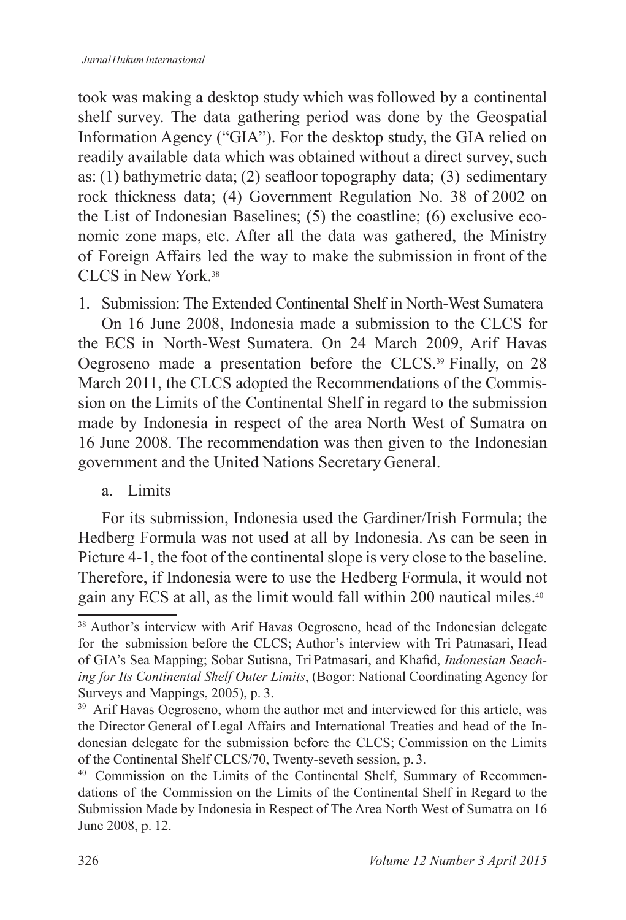took was making a desktop study which was followed by a continental shelf survey. The data gathering period was done by the Geospatial Information Agency ("GIA"). For the desktop study, the GIA relied on readily available data which was obtained without a direct survey, such as: (1) bathymetric data; (2) seafloor topography data; (3) sedimentary rock thickness data; (4) Government Regulation No. 38 of 2002 on the List of Indonesian Baselines; (5) the coastline; (6) exclusive economic zone maps, etc. After all the data was gathered, the Ministry of Foreign Affairs led the way to make the submission in front of the CLCS in New York.[38]

1. Submission: The Extended Continental Shelf in North-West Sumatera

On 16 June 2008, Indonesia made a submission to the CLCS for the ECS in North-West Sumatera. On 24 March 2009, Arif Havas Oegroseno made a presentation before the CLCS.[39] Finally, on 28 March 2011, the CLCS adopted the Recommendations of the Commission on the Limits of the Continental Shelf in regard to the submission made by Indonesia in respect of the area North West of Sumatra on 16 June 2008. The recommendation was then given to the Indonesian government and the United Nations Secretary General.

a. Limits

For its submission, Indonesia used the Gardiner/Irish Formula; the Hedberg Formula was not used at all by Indonesia. As can be seen in Picture 4-1, the foot of the continental slope is very close to the baseline. Therefore, if Indonesia were to use the Hedberg Formula, it would not gain any ECS at all, as the limit would fall within 200 nautical miles.[40]

---

[38] Author's interview with Arif Havas Oegroseno, head of the Indonesian delegate for the submission before the CLCS; Author's interview with Tri Patmasari, Head of GIA's Sea Mapping; Sobar Sutisna, Tri Patmasari, and Khafid, *Indonesian Seaching for Its Continental Shelf Outer Limits*, (Bogor: National Coordinating Agency for Surveys and Mappings, 2005), p. 3.

[39] Arif Havas Oegroseno, whom the author met and interviewed for this article, was the Director General of Legal Affairs and International Treaties and head of the Indonesian delegate for the submission before the CLCS; Commission on the Limits of the Continental Shelf CLCS/70, Twenty-seveth session, p. 3.

[40] Commission on the Limits of the Continental Shelf, Summary of Recommendations of the Commission on the Limits of the Continental Shelf in Regard to the Submission Made by Indonesia in Respect of The Area North West of Sumatra on 16 June 2008, p. 12.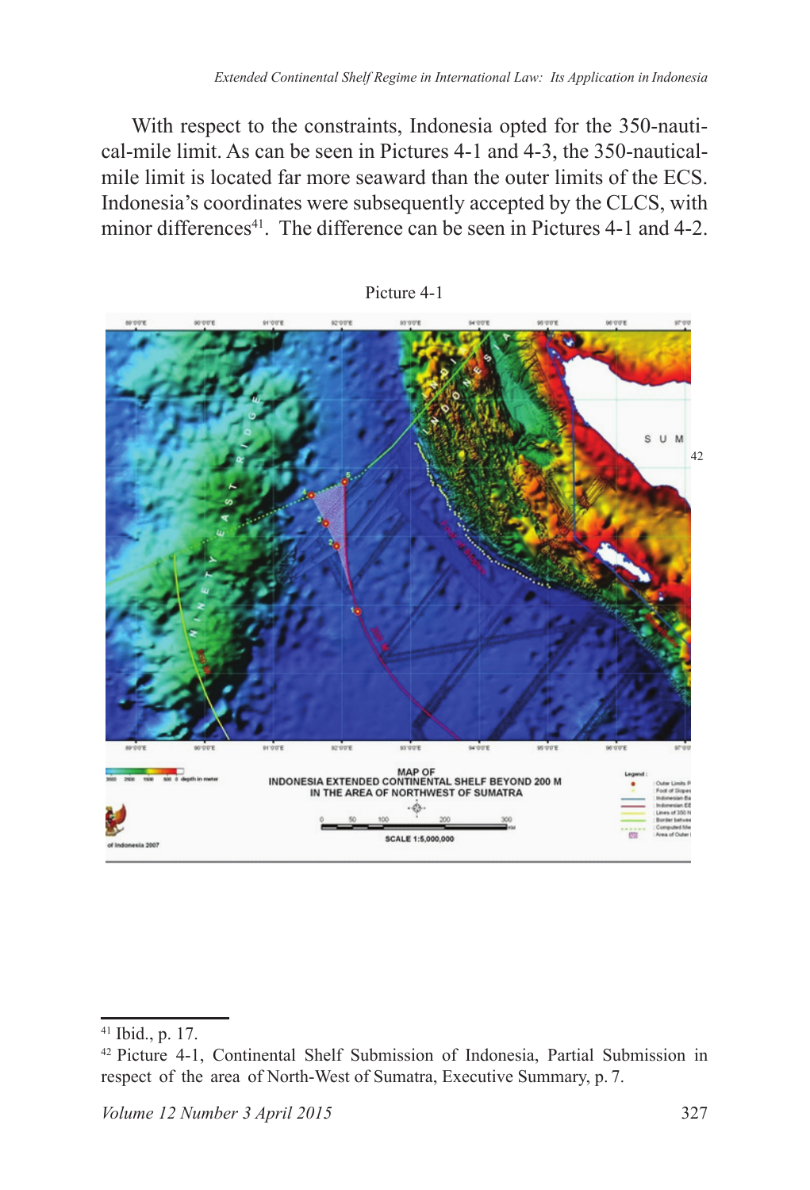With respect to the constraints, Indonesia opted for the 350-nautical-mile limit. As can be seen in Pictures 4-1 and 4-3, the 350-nautical-mile limit is located far more seaward than the outer limits of the ECS. Indonesia's coordinates were subsequently accepted by the CLCS, with minor differences[41]. The difference can be seen in Pictures 4-1 and 4-2.

Picture 4-1

[42]

---

[41] Ibid., p. 17.

[42] Picture 4-1, Continental Shelf Submission of Indonesia, Partial Submission in respect of the area of North-West of Sumatra, Executive Summary, p. 7.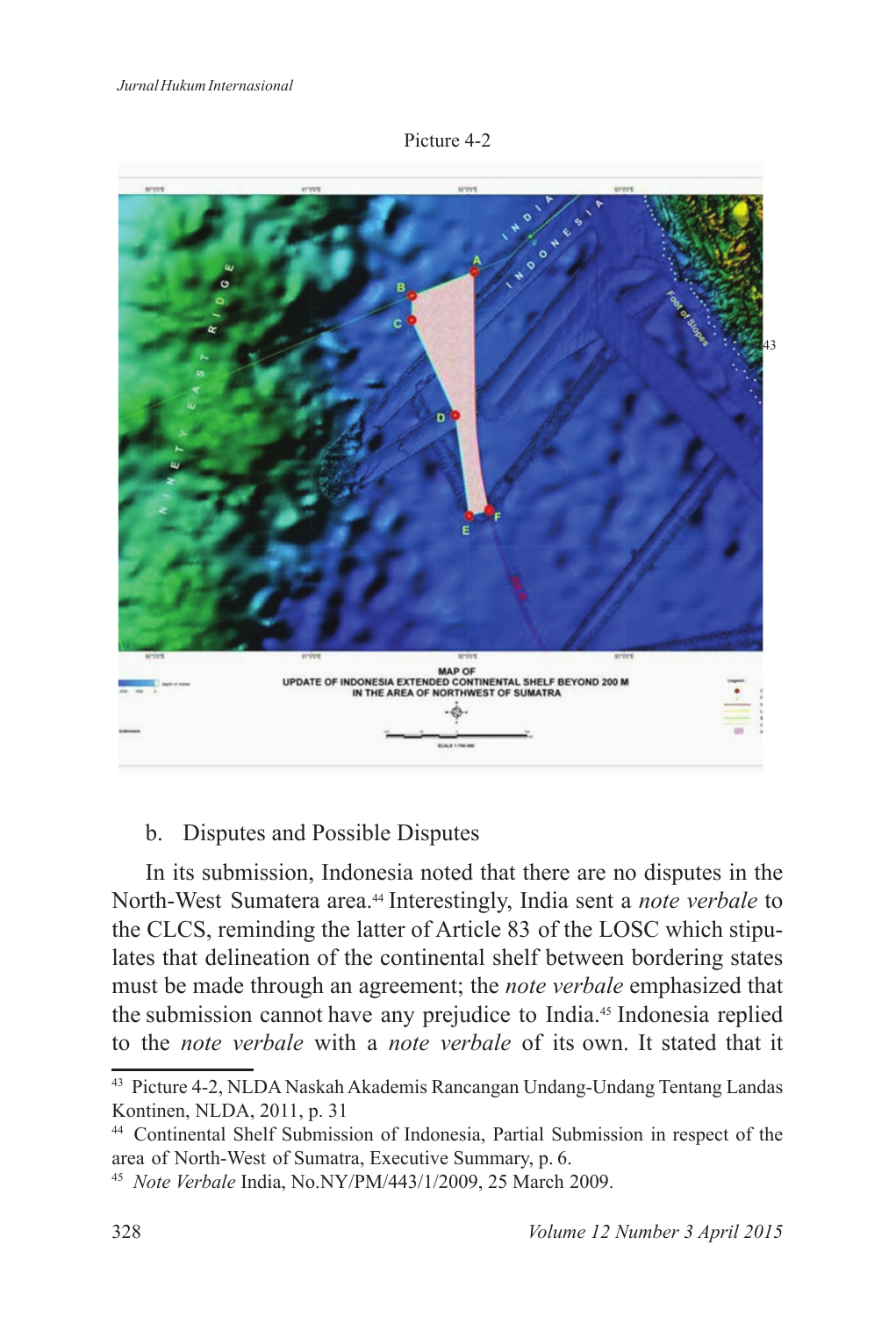Picture 4-2[43]

b. Disputes and Possible Disputes

In its submission, Indonesia noted that there are no disputes in the North-West Sumatera area.[44] Interestingly, India sent a *note verbale* to the CLCS, reminding the latter of Article 83 of the LOSC which stipulates that delineation of the continental shelf between bordering states must be made through an agreement; the *note verbale* emphasized that the submission cannot have any prejudice to India.[45] Indonesia replied to the *note verbale* with a *note verbale* of its own. It stated that it

---

[43] Picture 4-2, NLDA Naskah Akademis Rancangan Undang-Undang Tentang Landas Kontinen, NLDA, 2011, p. 31

[44] Continental Shelf Submission of Indonesia, Partial Submission in respect of the area of North-West of Sumatra, Executive Summary, p. 6.

[45] *Note Verbale* India, No.NY/PM/443/1/2009, 25 March 2009.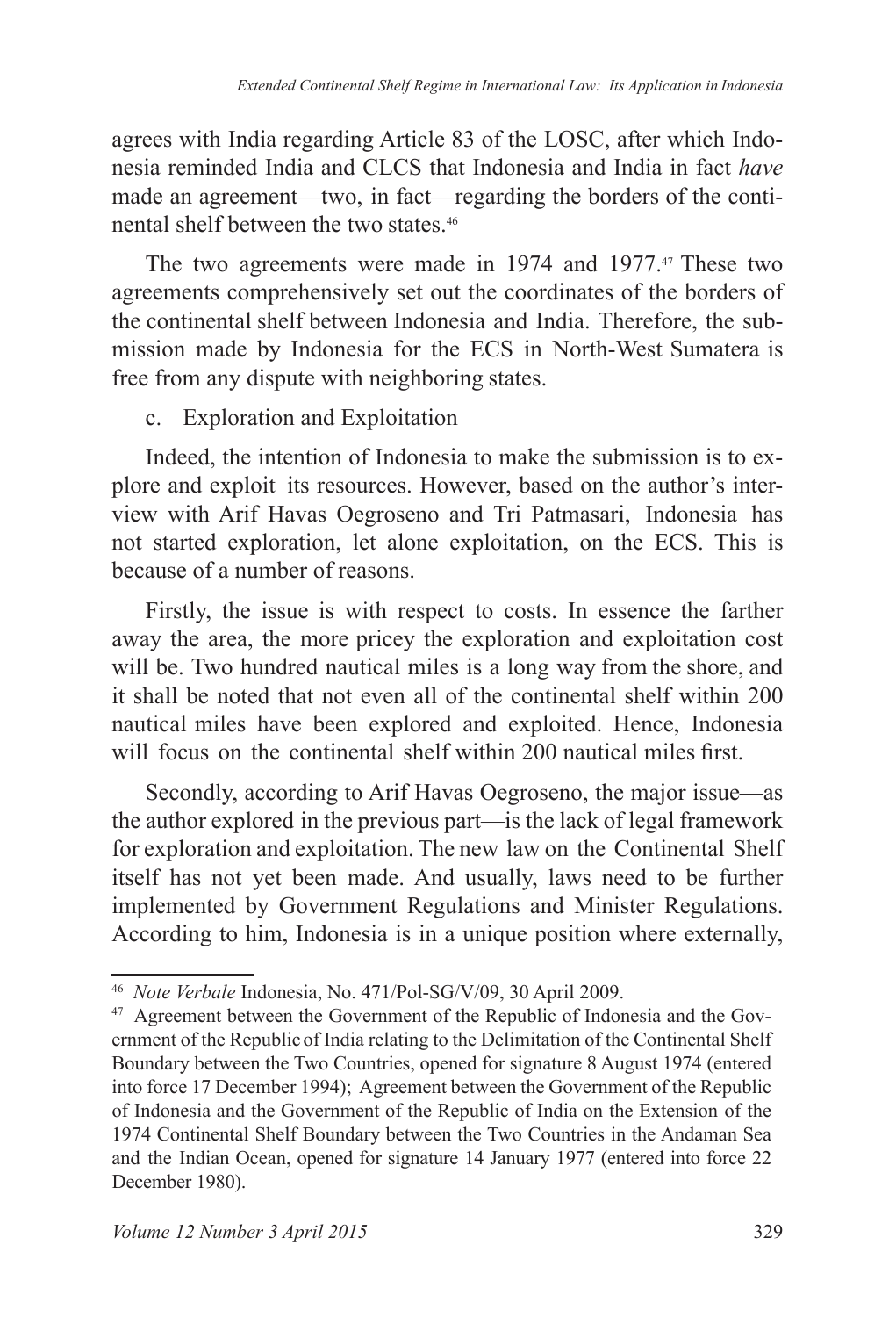agrees with India regarding Article 83 of the LOSC, after which Indonesia reminded India and CLCS that Indonesia and India in fact *have* made an agreement—two, in fact—regarding the borders of the continental shelf between the two states.[46]

The two agreements were made in 1974 and 1977.[47] These two agreements comprehensively set out the coordinates of the borders of the continental shelf between Indonesia and India. Therefore, the submission made by Indonesia for the ECS in North-West Sumatera is free from any dispute with neighboring states.

c. Exploration and Exploitation

Indeed, the intention of Indonesia to make the submission is to explore and exploit its resources. However, based on the author's interview with Arif Havas Oegroseno and Tri Patmasari, Indonesia has not started exploration, let alone exploitation, on the ECS. This is because of a number of reasons.

Firstly, the issue is with respect to costs. In essence the farther away the area, the more pricey the exploration and exploitation cost will be. Two hundred nautical miles is a long way from the shore, and it shall be noted that not even all of the continental shelf within 200 nautical miles have been explored and exploited. Hence, Indonesia will focus on the continental shelf within 200 nautical miles first.

Secondly, according to Arif Havas Oegroseno, the major issue—as the author explored in the previous part—is the lack of legal framework for exploration and exploitation. The new law on the Continental Shelf itself has not yet been made. And usually, laws need to be further implemented by Government Regulations and Minister Regulations. According to him, Indonesia is in a unique position where externally,

---

[46] *Note Verbale* Indonesia, No. 471/Pol-SG/V/09, 30 April 2009.

[47] Agreement between the Government of the Republic of Indonesia and the Government of the Republic of India relating to the Delimitation of the Continental Shelf Boundary between the Two Countries, opened for signature 8 August 1974 (entered into force 17 December 1994); Agreement between the Government of the Republic of Indonesia and the Government of the Republic of India on the Extension of the 1974 Continental Shelf Boundary between the Two Countries in the Andaman Sea and the Indian Ocean, opened for signature 14 January 1977 (entered into force 22 December 1980).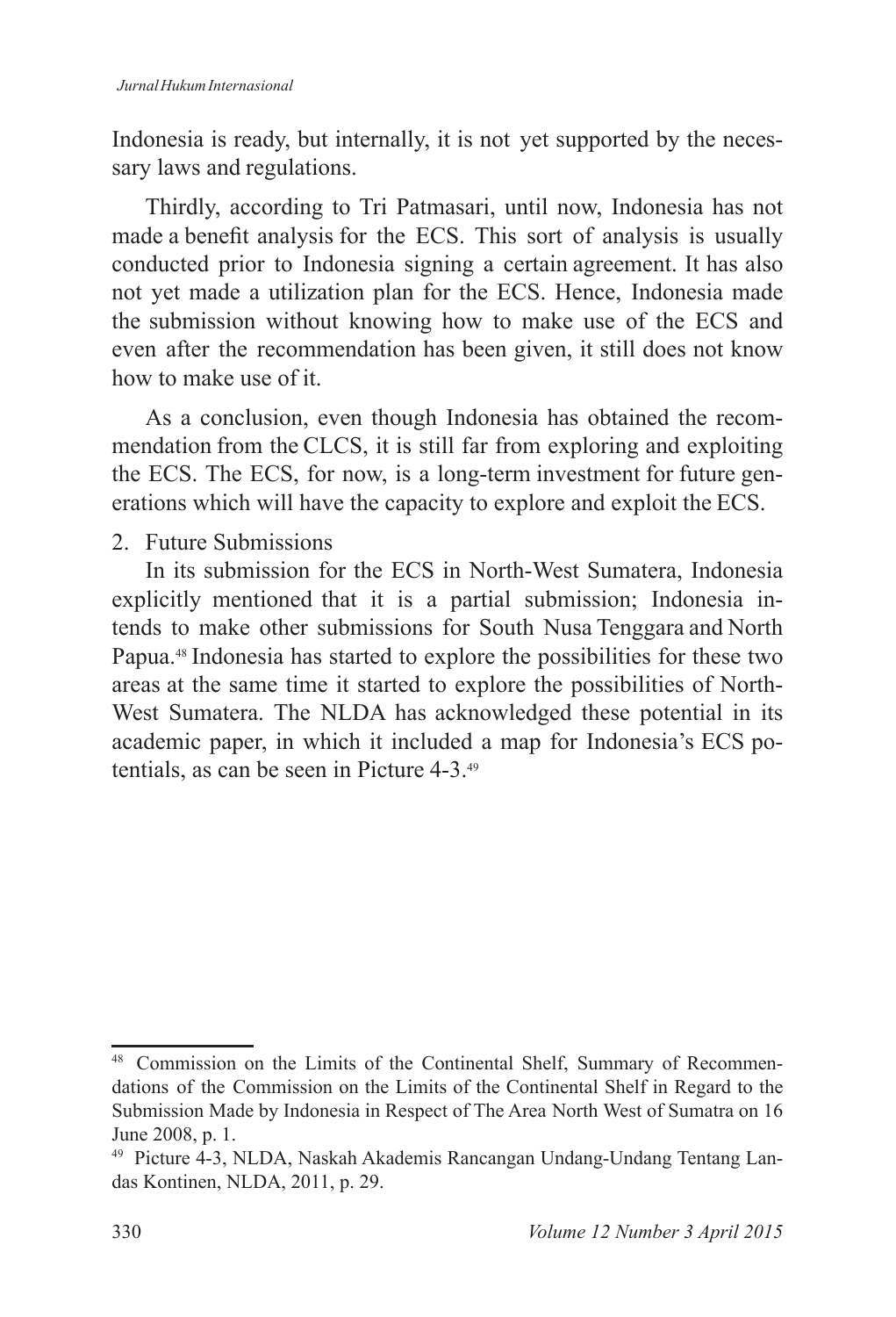Indonesia is ready, but internally, it is not yet supported by the necessary laws and regulations.

Thirdly, according to Tri Patmasari, until now, Indonesia has not made a benefit analysis for the ECS. This sort of analysis is usually conducted prior to Indonesia signing a certain agreement. It has also not yet made a utilization plan for the ECS. Hence, Indonesia made the submission without knowing how to make use of the ECS and even after the recommendation has been given, it still does not know how to make use of it.

As a conclusion, even though Indonesia has obtained the recommendation from the CLCS, it is still far from exploring and exploiting the ECS. The ECS, for now, is a long-term investment for future generations which will have the capacity to explore and exploit the ECS.

2. Future Submissions

In its submission for the ECS in North-West Sumatera, Indonesia explicitly mentioned that it is a partial submission; Indonesia intends to make other submissions for South Nusa Tenggara and North Papua.[48] Indonesia has started to explore the possibilities for these two areas at the same time it started to explore the possibilities of North-West Sumatera. The NLDA has acknowledged these potential in its academic paper, in which it included a map for Indonesia's ECS potentials, as can be seen in Picture 4-3.[49]

---

[48] Commission on the Limits of the Continental Shelf, Summary of Recommendations of the Commission on the Limits of the Continental Shelf in Regard to the Submission Made by Indonesia in Respect of The Area North West of Sumatra on 16 June 2008, p. 1.

[49] Picture 4-3, NLDA, Naskah Akademis Rancangan Undang-Undang Tentang Landas Kontinen, NLDA, 2011, p. 29.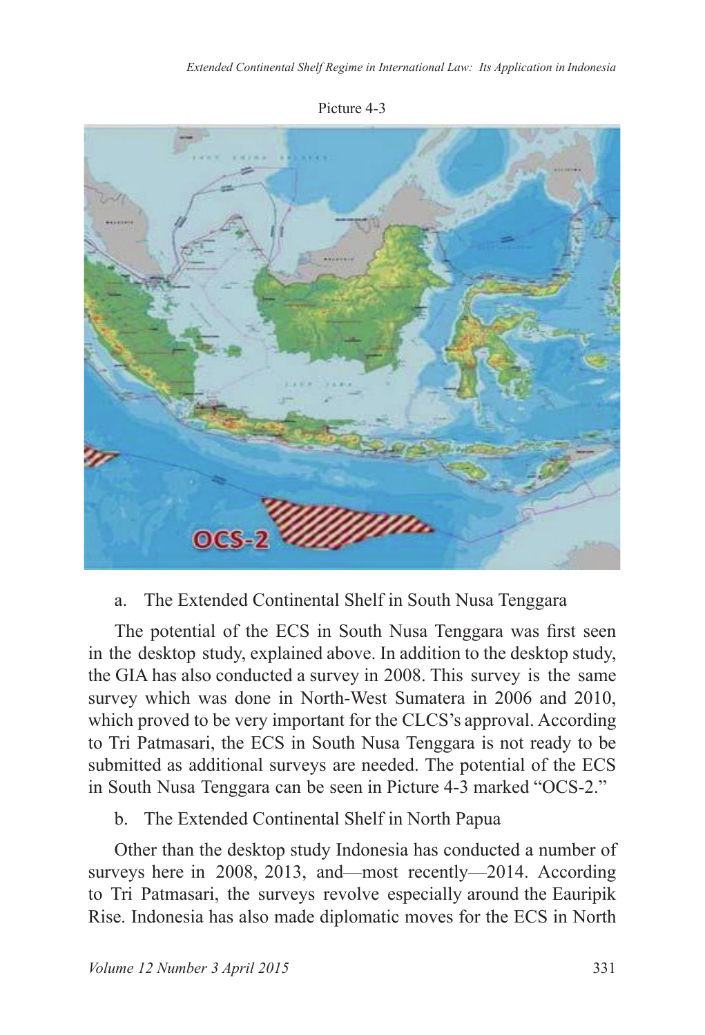Picture 4-3

a. The Extended Continental Shelf in South Nusa Tenggara

The potential of the ECS in South Nusa Tenggara was first seen in the desktop study, explained above. In addition to the desktop study, the GIA has also conducted a survey in 2008. This survey is the same survey which was done in North-West Sumatera in 2006 and 2010, which proved to be very important for the CLCS's approval. According to Tri Patmasari, the ECS in South Nusa Tenggara is not ready to be submitted as additional surveys are needed. The potential of the ECS in South Nusa Tenggara can be seen in Picture 4-3 marked "OCS-2."

b. The Extended Continental Shelf in North Papua

Other than the desktop study Indonesia has conducted a number of surveys here in 2008, 2013, and—most recently—2014. According to Tri Patmasari, the surveys revolve especially around the Eauripik Rise. Indonesia has also made diplomatic moves for the ECS in North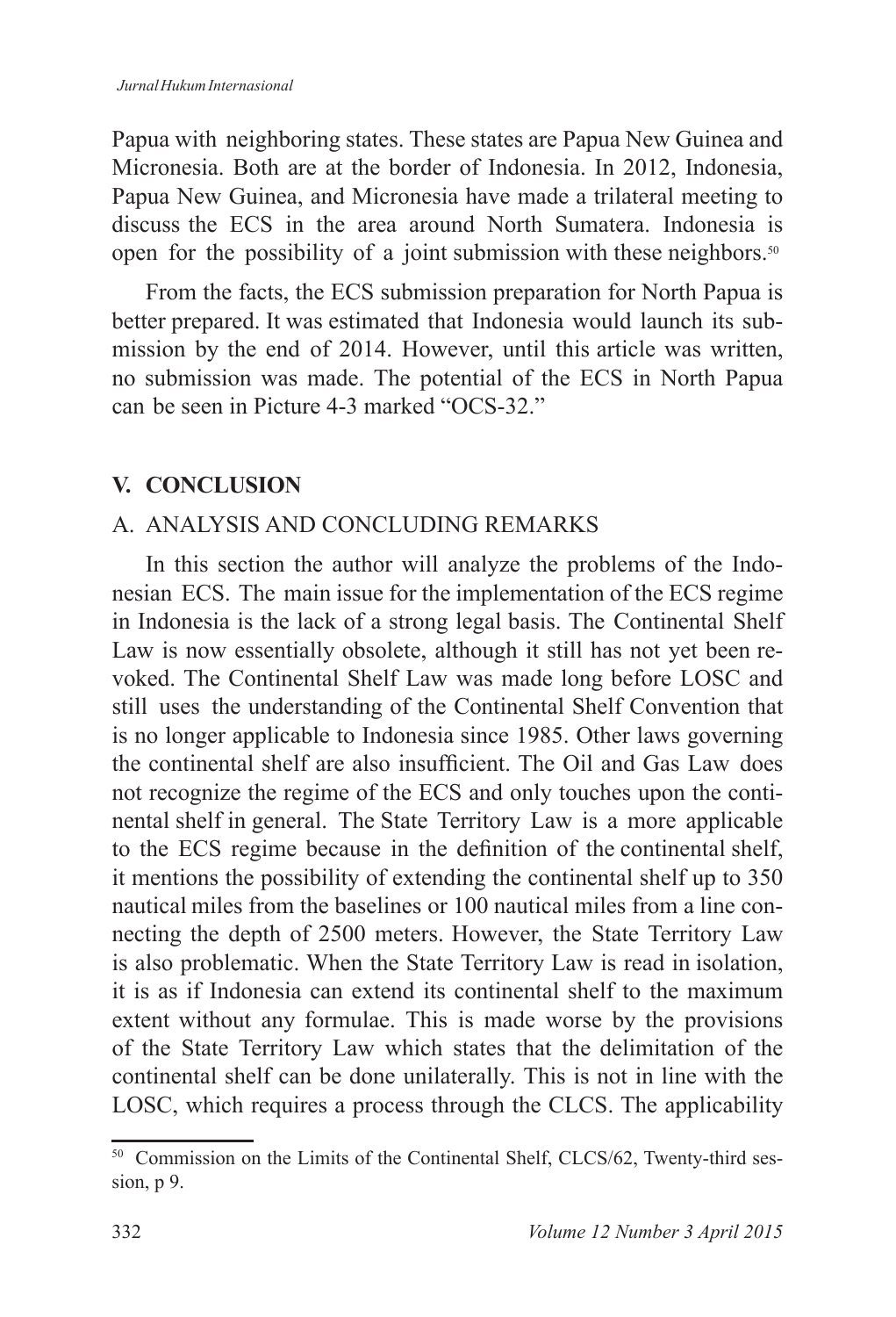Papua with neighboring states. These states are Papua New Guinea and Micronesia. Both are at the border of Indonesia. In 2012, Indonesia, Papua New Guinea, and Micronesia have made a trilateral meeting to discuss the ECS in the area around North Sumatera. Indonesia is open for the possibility of a joint submission with these neighbors.[50]

From the facts, the ECS submission preparation for North Papua is better prepared. It was estimated that Indonesia would launch its submission by the end of 2014. However, until this article was written, no submission was made. The potential of the ECS in North Papua can be seen in Picture 4-3 marked "OCS-32."

## V. CONCLUSION

### A. ANALYSIS AND CONCLUDING REMARKS

In this section the author will analyze the problems of the Indonesian ECS. The main issue for the implementation of the ECS regime in Indonesia is the lack of a strong legal basis. The Continental Shelf Law is now essentially obsolete, although it still has not yet been revoked. The Continental Shelf Law was made long before LOSC and still uses the understanding of the Continental Shelf Convention that is no longer applicable to Indonesia since 1985. Other laws governing the continental shelf are also insufficient. The Oil and Gas Law does not recognize the regime of the ECS and only touches upon the continental shelf in general. The State Territory Law is a more applicable to the ECS regime because in the definition of the continental shelf, it mentions the possibility of extending the continental shelf up to 350 nautical miles from the baselines or 100 nautical miles from a line connecting the depth of 2500 meters. However, the State Territory Law is also problematic. When the State Territory Law is read in isolation, it is as if Indonesia can extend its continental shelf to the maximum extent without any formulae. This is made worse by the provisions of the State Territory Law which states that the delimitation of the continental shelf can be done unilaterally. This is not in line with the LOSC, which requires a process through the CLCS. The applicability

---

[50] Commission on the Limits of the Continental Shelf, CLCS/62, Twenty-third session, p 9.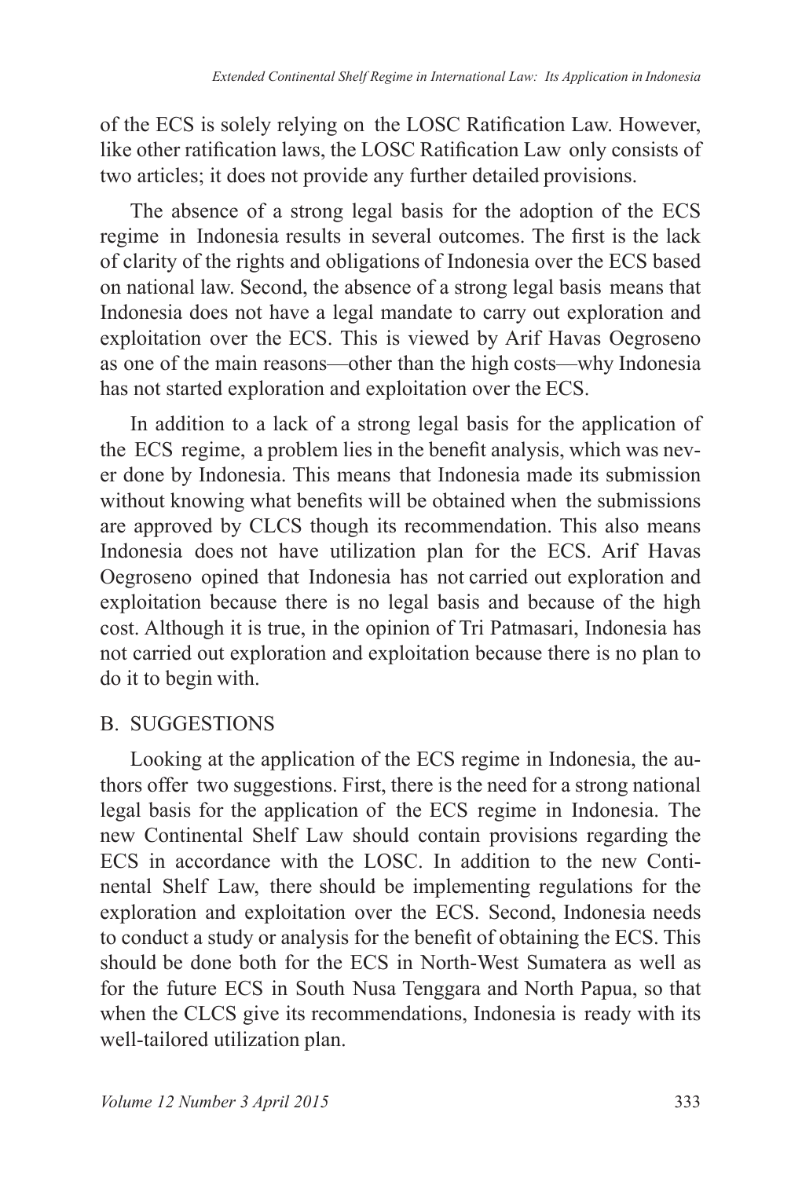of the ECS is solely relying on the LOSC Ratification Law. However, like other ratification laws, the LOSC Ratification Law only consists of two articles; it does not provide any further detailed provisions.

The absence of a strong legal basis for the adoption of the ECS regime in Indonesia results in several outcomes. The first is the lack of clarity of the rights and obligations of Indonesia over the ECS based on national law. Second, the absence of a strong legal basis means that Indonesia does not have a legal mandate to carry out exploration and exploitation over the ECS. This is viewed by Arif Havas Oegroseno as one of the main reasons—other than the high costs—why Indonesia has not started exploration and exploitation over the ECS.

In addition to a lack of a strong legal basis for the application of the ECS regime, a problem lies in the benefit analysis, which was never done by Indonesia. This means that Indonesia made its submission without knowing what benefits will be obtained when the submissions are approved by CLCS though its recommendation. This also means Indonesia does not have utilization plan for the ECS. Arif Havas Oegroseno opined that Indonesia has not carried out exploration and exploitation because there is no legal basis and because of the high cost. Although it is true, in the opinion of Tri Patmasari, Indonesia has not carried out exploration and exploitation because there is no plan to do it to begin with.

## B. SUGGESTIONS

Looking at the application of the ECS regime in Indonesia, the authors offer two suggestions. First, there is the need for a strong national legal basis for the application of the ECS regime in Indonesia. The new Continental Shelf Law should contain provisions regarding the ECS in accordance with the LOSC. In addition to the new Continental Shelf Law, there should be implementing regulations for the exploration and exploitation over the ECS. Second, Indonesia needs to conduct a study or analysis for the benefit of obtaining the ECS. This should be done both for the ECS in North-West Sumatera as well as for the future ECS in South Nusa Tenggara and North Papua, so that when the CLCS give its recommendations, Indonesia is ready with its well-tailored utilization plan.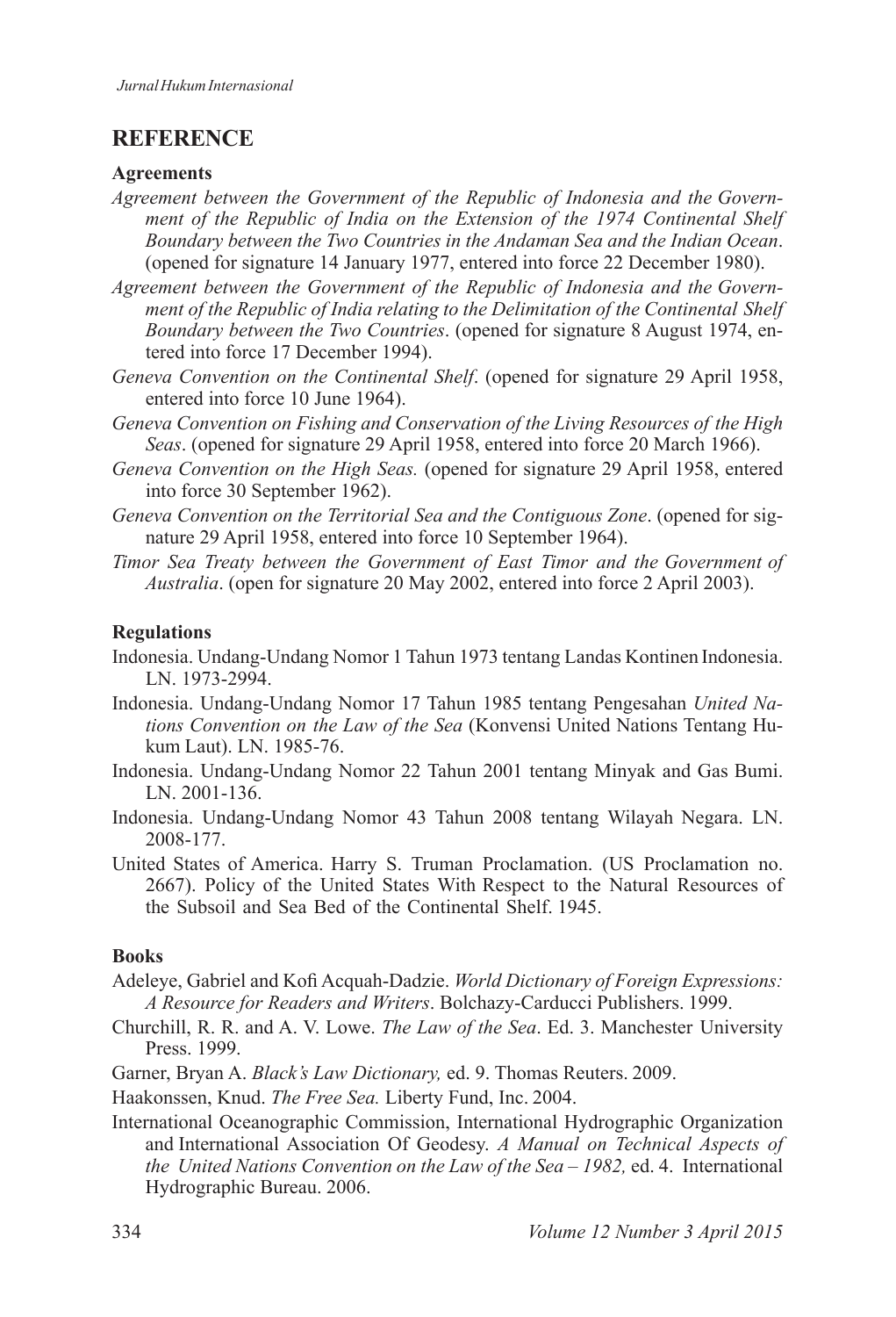## REFERENCE

### Agreements

*Agreement between the Government of the Republic of Indonesia and the Government of the Republic of India on the Extension of the 1974 Continental Shelf Boundary between the Two Countries in the Andaman Sea and the Indian Ocean*. (opened for signature 14 January 1977, entered into force 22 December 1980).

*Agreement between the Government of the Republic of Indonesia and the Government of the Republic of India relating to the Delimitation of the Continental Shelf Boundary between the Two Countries*. (opened for signature 8 August 1974, entered into force 17 December 1994).

*Geneva Convention on the Continental Shelf*. (opened for signature 29 April 1958, entered into force 10 June 1964).

*Geneva Convention on Fishing and Conservation of the Living Resources of the High Seas*. (opened for signature 29 April 1958, entered into force 20 March 1966).

*Geneva Convention on the High Seas.* (opened for signature 29 April 1958, entered into force 30 September 1962).

*Geneva Convention on the Territorial Sea and the Contiguous Zone*. (opened for signature 29 April 1958, entered into force 10 September 1964).

*Timor Sea Treaty between the Government of East Timor and the Government of Australia*. (open for signature 20 May 2002, entered into force 2 April 2003).

### Regulations

Indonesia. Undang-Undang Nomor 1 Tahun 1973 tentang Landas Kontinen Indonesia. LN. 1973-2994.

Indonesia. Undang-Undang Nomor 17 Tahun 1985 tentang Pengesahan *United Nations Convention on the Law of the Sea* (Konvensi United Nations Tentang Hukum Laut). LN. 1985-76.

Indonesia. Undang-Undang Nomor 22 Tahun 2001 tentang Minyak and Gas Bumi. LN. 2001-136.

Indonesia. Undang-Undang Nomor 43 Tahun 2008 tentang Wilayah Negara. LN. 2008-177.

United States of America. Harry S. Truman Proclamation. (US Proclamation no. 2667). Policy of the United States With Respect to the Natural Resources of the Subsoil and Sea Bed of the Continental Shelf. 1945.

### Books

Adeleye, Gabriel and Kofi Acquah-Dadzie. *World Dictionary of Foreign Expressions: A Resource for Readers and Writers*. Bolchazy-Carducci Publishers. 1999.

Churchill, R. R. and A. V. Lowe. *The Law of the Sea*. Ed. 3. Manchester University Press. 1999.

Garner, Bryan A. *Black's Law Dictionary,* ed. 9. Thomas Reuters. 2009.

Haakonssen, Knud. *The Free Sea.* Liberty Fund, Inc. 2004.

International Oceanographic Commission, International Hydrographic Organization and International Association Of Geodesy. *A Manual on Technical Aspects of the United Nations Convention on the Law of the Sea – 1982,* ed. 4. International Hydrographic Bureau. 2006.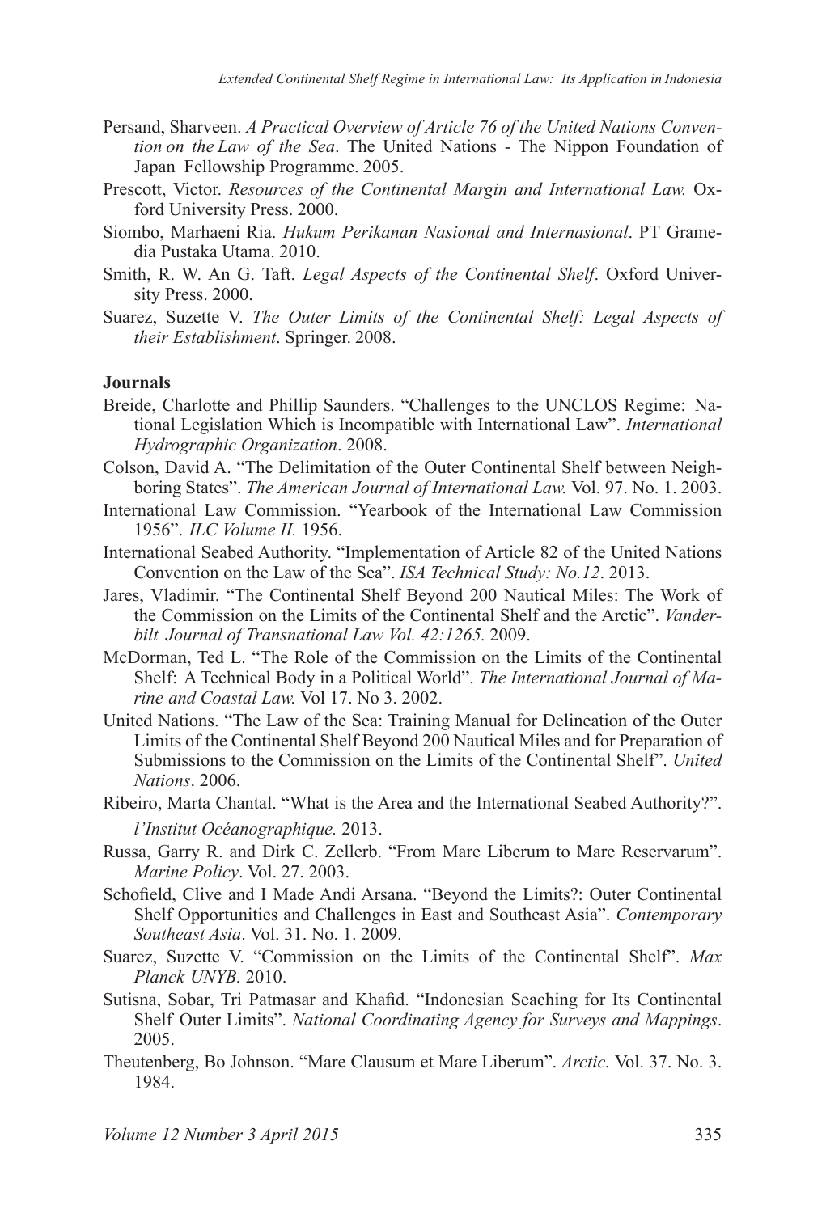Persand, Sharveen. *A Practical Overview of Article 76 of the United Nations Convention on the Law of the Sea*. The United Nations - The Nippon Foundation of Japan Fellowship Programme. 2005.

Prescott, Victor. *Resources of the Continental Margin and International Law.* Oxford University Press. 2000.

Siombo, Marhaeni Ria. *Hukum Perikanan Nasional and Internasional*. PT Gramedia Pustaka Utama. 2010.

Smith, R. W. An G. Taft. *Legal Aspects of the Continental Shelf*. Oxford University Press. 2000.

Suarez, Suzette V. *The Outer Limits of the Continental Shelf: Legal Aspects of their Establishment*. Springer. 2008.

**Journals**

Breide, Charlotte and Phillip Saunders. "Challenges to the UNCLOS Regime: National Legislation Which is Incompatible with International Law". *International Hydrographic Organization*. 2008.

Colson, David A. "The Delimitation of the Outer Continental Shelf between Neighboring States". *The American Journal of International Law.* Vol. 97. No. 1. 2003.

International Law Commission. "Yearbook of the International Law Commission 1956". *ILC Volume II.* 1956.

International Seabed Authority. "Implementation of Article 82 of the United Nations Convention on the Law of the Sea". *ISA Technical Study: No.12*. 2013.

Jares, Vladimir. "The Continental Shelf Beyond 200 Nautical Miles: The Work of the Commission on the Limits of the Continental Shelf and the Arctic". *Vanderbilt Journal of Transnational Law Vol. 42:1265.* 2009.

McDorman, Ted L. "The Role of the Commission on the Limits of the Continental Shelf: A Technical Body in a Political World". *The International Journal of Marine and Coastal Law.* Vol 17. No 3. 2002.

United Nations. "The Law of the Sea: Training Manual for Delineation of the Outer Limits of the Continental Shelf Beyond 200 Nautical Miles and for Preparation of Submissions to the Commission on the Limits of the Continental Shelf". *United Nations*. 2006.

Ribeiro, Marta Chantal. "What is the Area and the International Seabed Authority?". *l'Institut Océanographique.* 2013.

Russa, Garry R. and Dirk C. Zellerb. "From Mare Liberum to Mare Reservarum". *Marine Policy*. Vol. 27. 2003.

Schofield, Clive and I Made Andi Arsana. "Beyond the Limits?: Outer Continental Shelf Opportunities and Challenges in East and Southeast Asia". *Contemporary Southeast Asia*. Vol. 31. No. 1. 2009.

Suarez, Suzette V. "Commission on the Limits of the Continental Shelf". *Max Planck UNYB.* 2010.

Sutisna, Sobar, Tri Patmasar and Khafid. "Indonesian Seaching for Its Continental Shelf Outer Limits". *National Coordinating Agency for Surveys and Mappings*. 2005.

Theutenberg, Bo Johnson. "Mare Clausum et Mare Liberum". *Arctic.* Vol. 37. No. 3. 1984.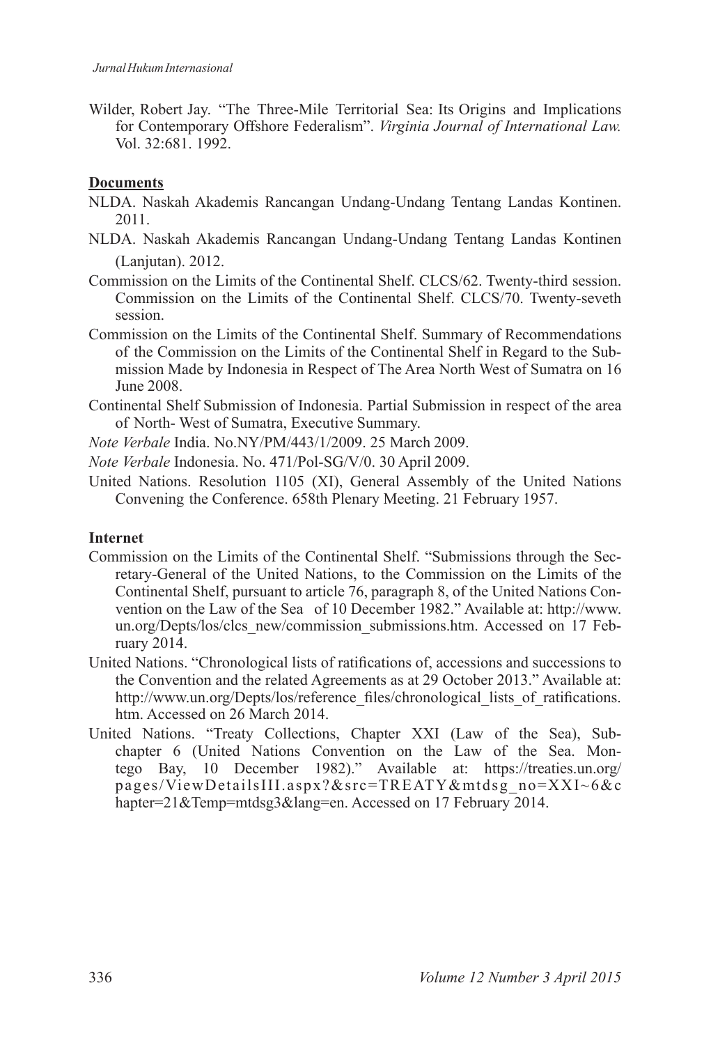Wilder, Robert Jay. "The Three-Mile Territorial Sea: Its Origins and Implications for Contemporary Offshore Federalism". *Virginia Journal of International Law.* Vol. 32:681. 1992.

**<u>Documents</u>**

NLDA. Naskah Akademis Rancangan Undang-Undang Tentang Landas Kontinen. 2011.

NLDA. Naskah Akademis Rancangan Undang-Undang Tentang Landas Kontinen (Lanjutan). 2012.

Commission on the Limits of the Continental Shelf. CLCS/62. Twenty-third session. Commission on the Limits of the Continental Shelf. CLCS/70. Twenty-seveth session.

Commission on the Limits of the Continental Shelf. Summary of Recommendations of the Commission on the Limits of the Continental Shelf in Regard to the Submission Made by Indonesia in Respect of The Area North West of Sumatra on 16 June 2008.

Continental Shelf Submission of Indonesia. Partial Submission in respect of the area of North- West of Sumatra, Executive Summary.

*Note Verbale* India. No.NY/PM/443/1/2009. 25 March 2009.

*Note Verbale* Indonesia. No. 471/Pol-SG/V/0. 30 April 2009.

United Nations. Resolution 1105 (XI), General Assembly of the United Nations Convening the Conference. 658th Plenary Meeting. 21 February 1957.

**Internet**

Commission on the Limits of the Continental Shelf. "Submissions through the Secretary-General of the United Nations, to the Commission on the Limits of the Continental Shelf, pursuant to article 76, paragraph 8, of the United Nations Convention on the Law of the Sea of 10 December 1982." Available at: http://www.un.org/Depts/los/clcs_new/commission_submissions.htm. Accessed on 17 February 2014.

United Nations. "Chronological lists of ratifications of, accessions and successions to the Convention and the related Agreements as at 29 October 2013." Available at: http://www.un.org/Depts/los/reference_files/chronological_lists_of_ratifications.htm. Accessed on 26 March 2014.

United Nations. "Treaty Collections, Chapter XXI (Law of the Sea), Subchapter 6 (United Nations Convention on the Law of the Sea. Montego Bay, 10 December 1982)." Available at: https://treaties.un.org/pages/ViewDetailsIII.aspx?&src=TREATY&mtdsg_no=XXI~6&chapter=21&Temp=mtdsg3&lang=en. Accessed on 17 February 2014.